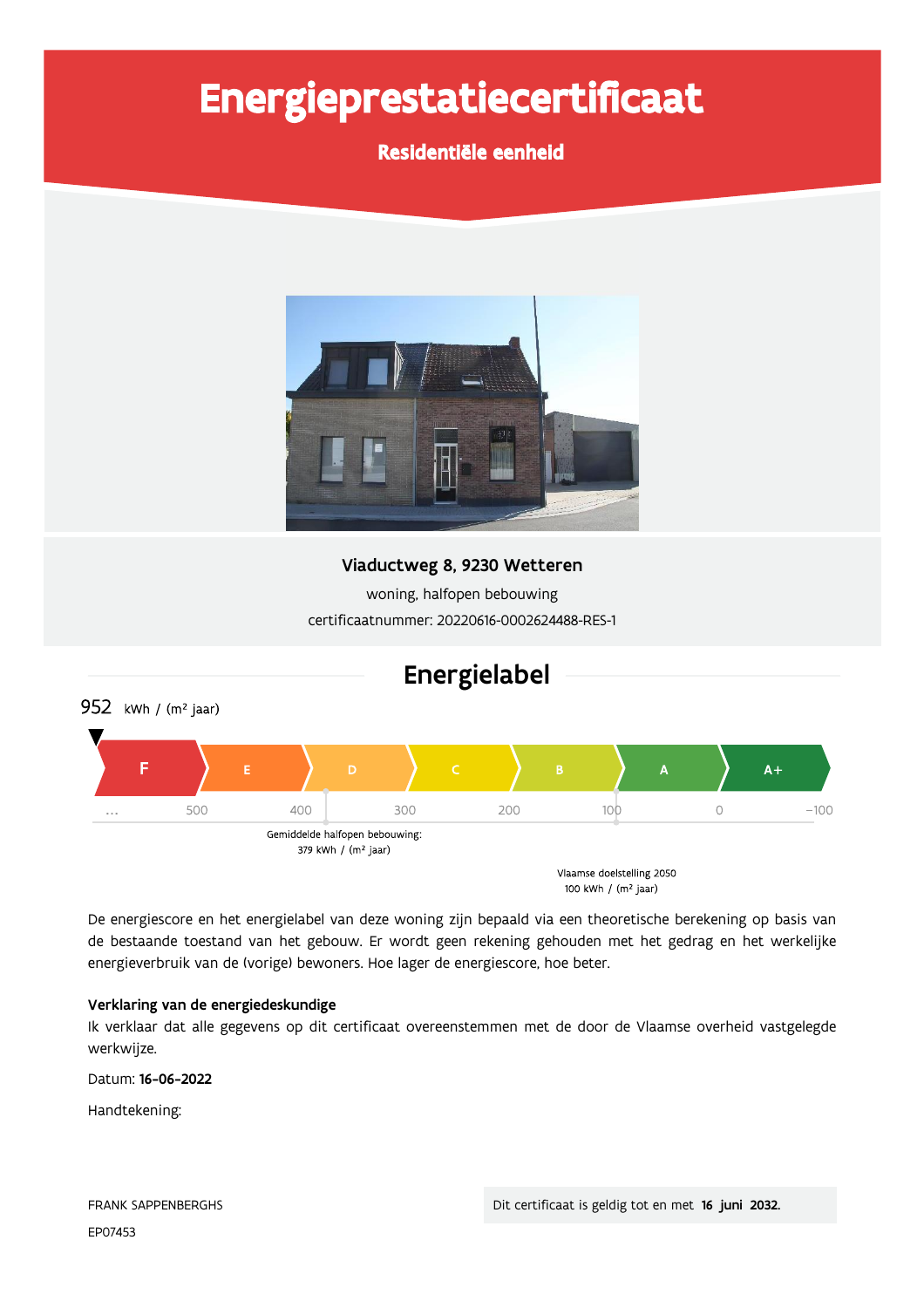# Energieprestatiecertificaat

**Residentiële eenheid**

**Viaductweg 8, 9230 Wetteren**

woning, halfopen bebouwing

certificaatnummer: 20220616-0002624488-RES-1

## Energielabel

952 kWh / (m² jaar)

F | E | D | C | B | A | A+

... 500 400 300 200 100 0 -100

Gemiddelde halfopen bebouwing: 379 kWh / (m² jaar)

Vlaamse doelstelling 2050 100 kWh / (m² jaar)

De energiescore en het energielabel van deze woning zijn bepaald via een theoretische berekening op basis van de bestaande toestand van het gebouw. Er wordt geen rekening gehouden met het gedrag en het werkelijke energieverbruik van de (vorige) bewoners. Hoe lager de energiescore, hoe beter.

**Verklaring van de energiedeskundige**

Ik verklaar dat alle gegevens op dit certificaat overeenstemmen met de door de Vlaamse overheid vastgelegde werkwijze.

Datum: **16-06-2022**

Handtekening:

FRANK SAPPENBERGHS

EP07453

Dit certificaat is geldig tot en met **16 juni 2032.**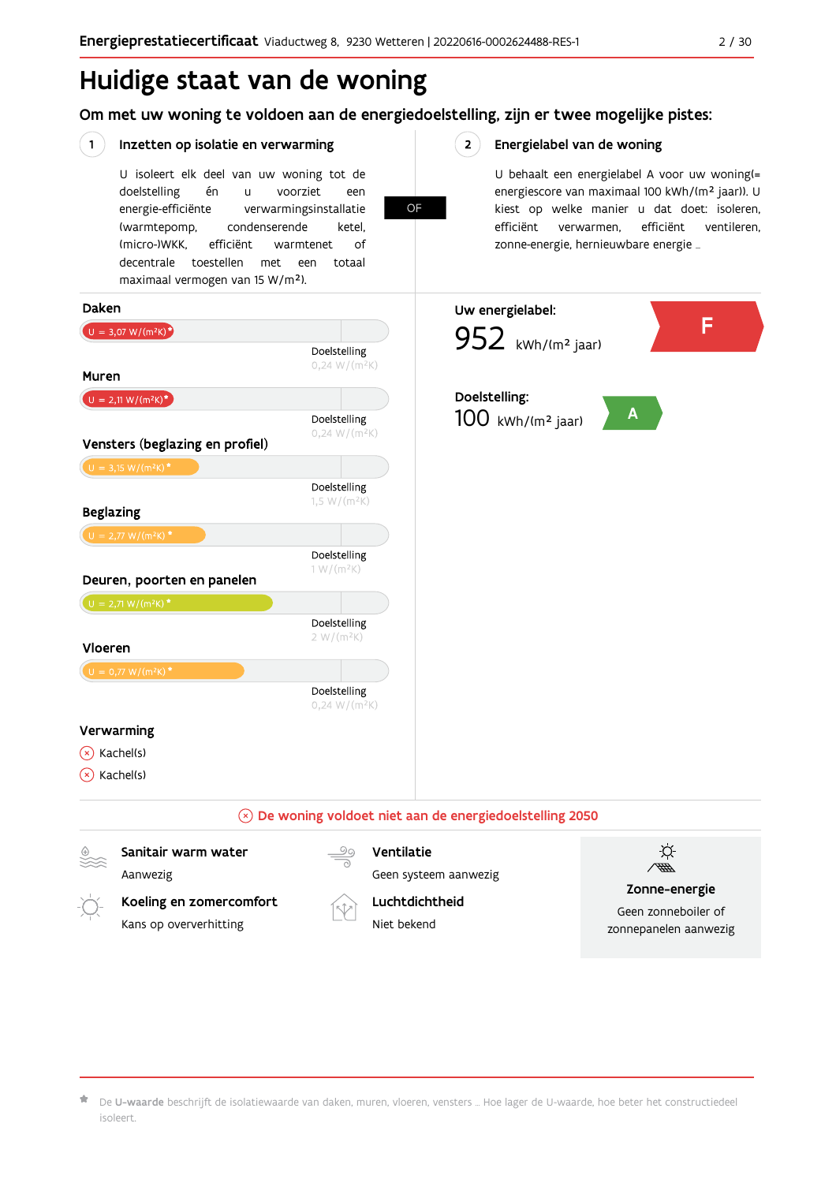# Huidige staat van de woning

## Om met uw woning te voldoen aan de energiedoelstelling, zijn er twee mogelijke pistes:

### 1 Inzetten op isolatie en verwarming

U isoleert elk deel van uw woning tot de doelstelling én u voorziet een energie-efficiënte verwarmingsinstallatie (warmtepomp, condenserende ketel, (micro-)WKK, efficiënt warmtenet of decentrale toestellen met een totaal maximaal vermogen van 15 W/m²).

**OF**

### 2 Energielabel van de woning

U behaalt een energielabel A voor uw woning(= energiescore van maximaal 100 kWh/(m² jaar)). U kiest op welke manier u dat doet: isoleren, efficiënt verwarmen, efficiënt ventileren, zonne-energie, hernieuwbare energie …

**Daken**

U = 3,07 W/(m²K)*
Doelstelling 0,24 W/(m²K)

**Muren**

U = 2,11 W/(m²K)*
Doelstelling 0,24 W/(m²K)

**Vensters (beglazing en profiel)**

U = 3,15 W/(m²K)*
Doelstelling 1,5 W/(m²K)

**Beglazing**

U = 2,77 W/(m²K)*
Doelstelling 1 W/(m²K)

**Deuren, poorten en panelen**

U = 2,71 W/(m²K)*
Doelstelling 2 W/(m²K)

**Vloeren**

U = 0,77 W/(m²K)*
Doelstelling 0,24 W/(m²K)

**Verwarming**

- ⊗ Kachel(s)
- ⊗ Kachel(s)

**Uw energielabel:**

952 kWh/(m² jaar) — F

**Doelstelling:**

100 kWh/(m² jaar) — A

⊗ **De woning voldoet niet aan de energiedoelstelling 2050**

**Sanitair warm water**
Aanwezig

**Ventilatie**
Geen systeem aanwezig

**Koeling en zomercomfort**
Kans op oververhitting

**Luchtdichtheid**
Niet bekend

**Zonne-energie**
Geen zonneboiler of zonnepanelen aanwezig

\* De **U-waarde** beschrijft de isolatiewaarde van daken, muren, vloeren, vensters … Hoe lager de U-waarde, hoe beter het constructiedeel isoleert.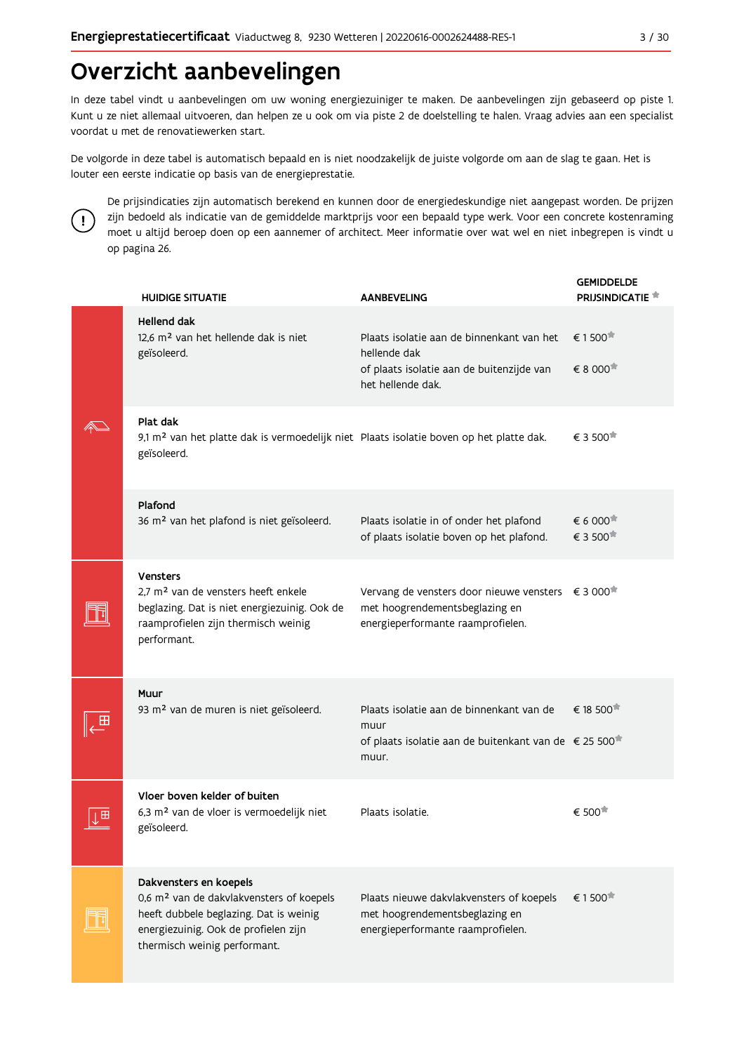# Overzicht aanbevelingen

In deze tabel vindt u aanbevelingen om uw woning energiezuiniger te maken. De aanbevelingen zijn gebaseerd op piste 1. Kunt u ze niet allemaal uitvoeren, dan helpen ze u ook om via piste 2 de doelstelling te halen. Vraag advies aan een specialist voordat u met de renovatiewerken start.

De volgorde in deze tabel is automatisch bepaald en is niet noodzakelijk de juiste volgorde om aan de slag te gaan. Het is louter een eerste indicatie op basis van de energieprestatie.

De prijsindicaties zijn automatisch berekend en kunnen door de energiedeskundige niet aangepast worden. De prijzen zijn bedoeld als indicatie van de gemiddelde marktprijs voor een bepaald type werk. Voor een concrete kostenraming moet u altijd beroep doen op een aannemer of architect. Meer informatie over wat wel en niet inbegrepen is vindt u op pagina 26.

| HUIDIGE SITUATIE | AANBEVELING | GEMIDDELDE PRIJSINDICATIE * |
|---|---|---|
| **Hellend dak**<br>12,6 m² van het hellende dak is niet geïsoleerd. | Plaats isolatie aan de binnenkant van het hellende dak<br>of plaats isolatie aan de buitenzijde van het hellende dak. | € 1 500*<br>€ 8 000* |
| **Plat dak**<br>9,1 m² van het platte dak is vermoedelijk niet geïsoleerd. | Plaats isolatie boven op het platte dak. | € 3 500* |
| **Plafond**<br>36 m² van het plafond is niet geïsoleerd. | Plaats isolatie in of onder het plafond<br>of plaats isolatie boven op het plafond. | € 6 000*<br>€ 3 500* |
| **Vensters**<br>2,7 m² van de vensters heeft enkele beglazing. Dat is niet energiezuinig. Ook de raamprofielen zijn thermisch weinig performant. | Vervang de vensters door nieuwe vensters met hoogrendementsbeglazing en energieperformante raamprofielen. | € 3 000* |
| **Muur**<br>93 m² van de muren is niet geïsoleerd. | Plaats isolatie aan de binnenkant van de muur<br>of plaats isolatie aan de buitenkant van de muur. | € 18 500*<br>€ 25 500* |
| **Vloer boven kelder of buiten**<br>6,3 m² van de vloer is vermoedelijk niet geïsoleerd. | Plaats isolatie. | € 500* |
| **Dakvensters en koepels**<br>0,6 m² van de dakvlakvensters of koepels heeft dubbele beglazing. Dat is weinig energiezuinig. Ook de profielen zijn thermisch weinig performant. | Plaats nieuwe dakvlakvensters of koepels met hoogrendementsbeglazing en energieperformante raamprofielen. | € 1 500* |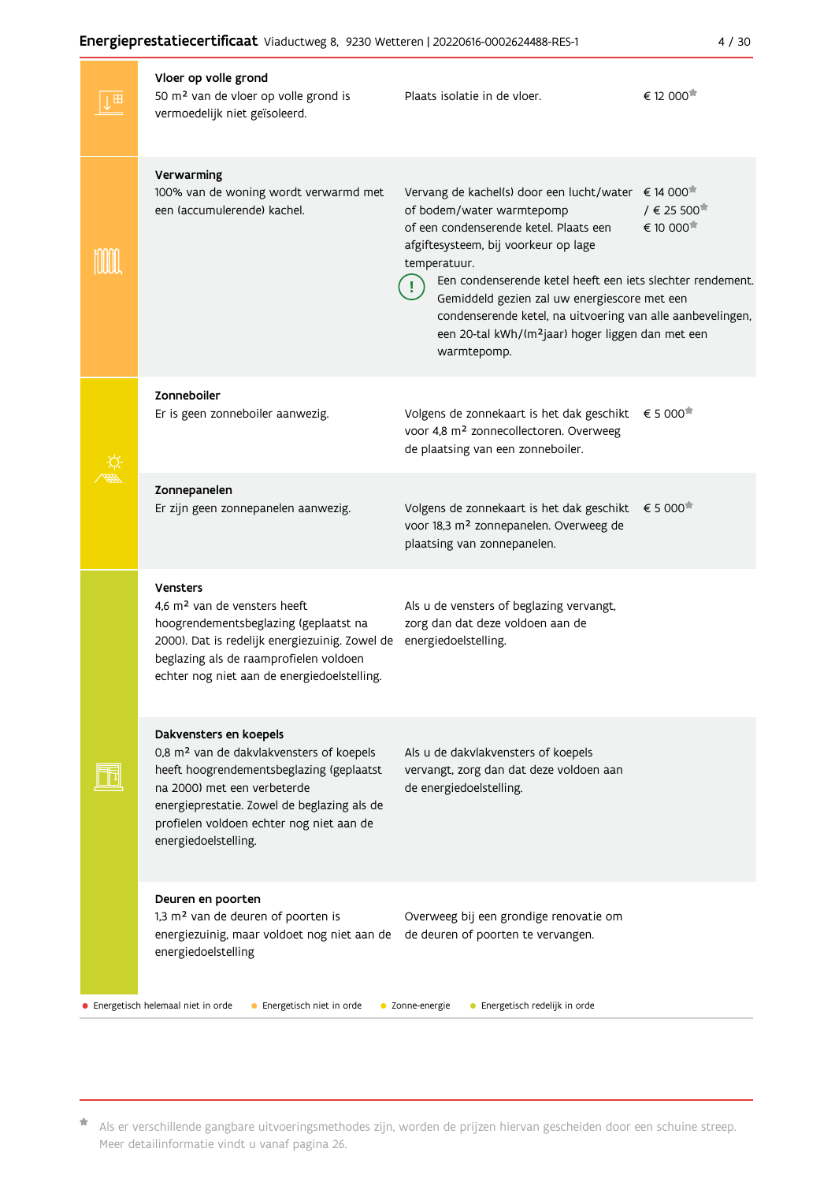### Vloer op volle grond

50 m² van de vloer op volle grond is vermoedelijk niet geïsoleerd.

Plaats isolatie in de vloer.

€ 12 000*

### Verwarming

100% van de woning wordt verwarmd met een (accumulerende) kachel.

Vervang de kachel(s) door een lucht/water of bodem/water warmtepomp of een condenserende ketel. Plaats een afgiftesysteem, bij voorkeur op lage temperatuur.

€ 14 000* / € 25 500*
€ 10 000*

Een condenserende ketel heeft een iets slechter rendement. Gemiddeld gezien zal uw energiescore met een condenserende ketel, na uitvoering van alle aanbevelingen, een 20-tal kWh/(m²jaar) hoger liggen dan met een warmtepomp.

### Zonneboiler

Er is geen zonneboiler aanwezig.

Volgens de zonnekaart is het dak geschikt voor 4,8 m² zonnecollectoren. Overweeg de plaatsing van een zonneboiler.

€ 5 000*

### Zonnepanelen

Er zijn geen zonnepanelen aanwezig.

Volgens de zonnekaart is het dak geschikt voor 18,3 m² zonnepanelen. Overweeg de plaatsing van zonnepanelen.

€ 5 000*

### Vensters

4,6 m² van de vensters heeft hoogrendementsbeglazing (geplaatst na 2000). Dat is redelijk energiezuinig. Zowel de beglazing als de raamprofielen voldoen echter nog niet aan de energiedoelstelling.

Als u de vensters of beglazing vervangt, zorg dan dat deze voldoen aan de energiedoelstelling.

### Dakvensters en koepels

0,8 m² van de dakvlakvensters of koepels heeft hoogrendementsbeglazing (geplaatst na 2000) met een verbeterde energieprestatie. Zowel de beglazing als de profielen voldoen echter nog niet aan de energiedoelstelling.

Als u de dakvlakvensters of koepels vervangt, zorg dan dat deze voldoen aan de energiedoelstelling.

### Deuren en poorten

1,3 m² van de deuren of poorten is energiezuinig, maar voldoet nog niet aan de energiedoelstelling

Overweeg bij een grondige renovatie om de deuren of poorten te vervangen.

● Energetisch helemaal niet in orde ● Energetisch niet in orde ● Zonne-energie ● Energetisch redelijk in orde

* Als er verschillende gangbare uitvoeringsmethodes zijn, worden de prijzen hiervan gescheiden door een schuine streep. Meer detailinformatie vindt u vanaf pagina 26.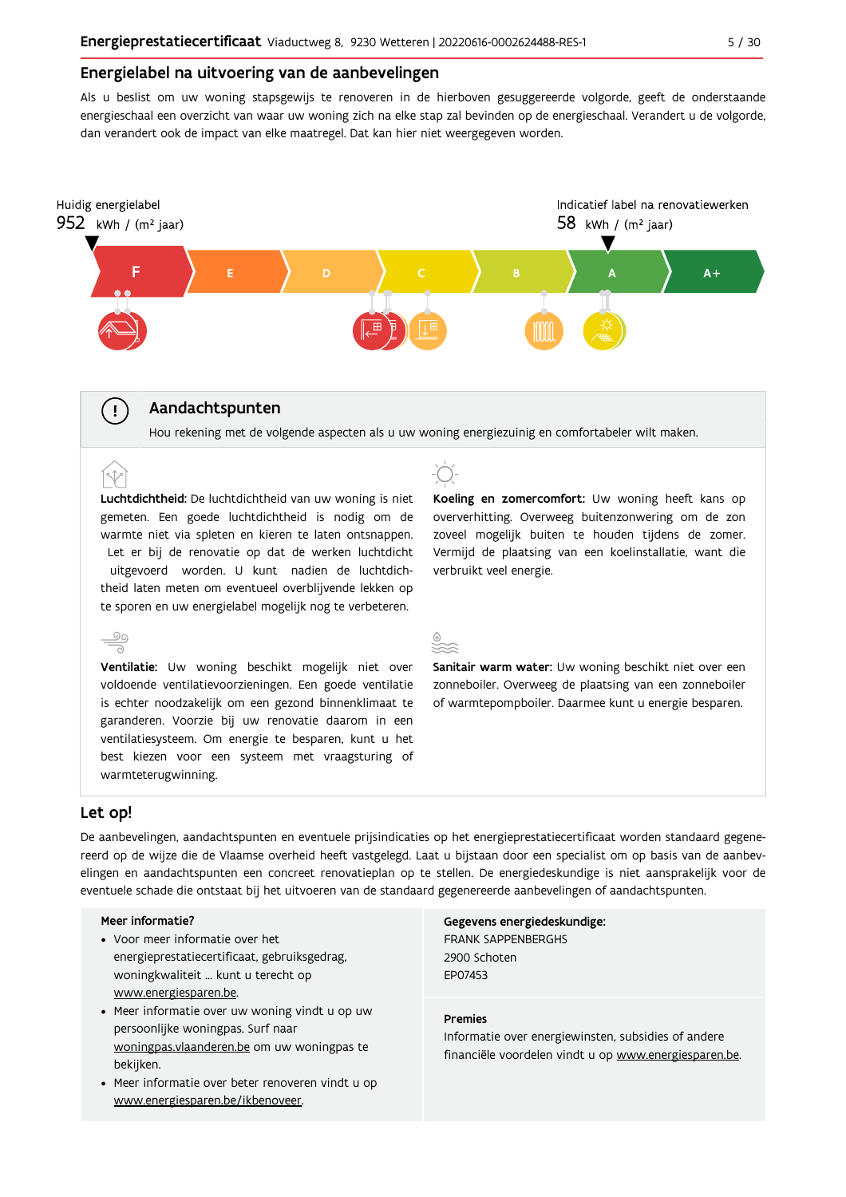## Energielabel na uitvoering van de aanbevelingen

Als u beslist om uw woning stapsgewijs te renoveren in de hierboven gesuggereerde volgorde, geeft de onderstaande energieschaal een overzicht van waar uw woning zich na elke stap zal bevinden op de energieschaal. Verandert u de volgorde, dan verandert ook de impact van elke maatregel. Dat kan hier niet weergegeven worden.

Huidig energielabel
952 kWh / (m² jaar)

Indicatief label na renovatiewerken
58 kWh / (m² jaar)

F | E | D | C | B | A | A+

### Aandachtspunten

Hou rekening met de volgende aspecten als u uw woning energiezuinig en comfortabeler wilt maken.

**Luchtdichtheid:** De luchtdichtheid van uw woning is niet gemeten. Een goede luchtdichtheid is nodig om de warmte niet via spleten en kieren te laten ontsnappen. Let er bij de renovatie op dat de werken luchtdicht uitgevoerd worden. U kunt nadien de luchtdichtheid laten meten om eventueel overblijvende lekken op te sporen en uw energielabel mogelijk nog te verbeteren.

**Koeling en zomercomfort:** Uw woning heeft kans op oververhitting. Overweeg buitenzonwering om de zon zoveel mogelijk buiten te houden tijdens de zomer. Vermijd de plaatsing van een koelinstallatie, want die verbruikt veel energie.

**Ventilatie:** Uw woning beschikt mogelijk niet over voldoende ventilatievoorzieningen. Een goede ventilatie is echter noodzakelijk om een gezond binnenklimaat te garanderen. Voorzie bij uw renovatie daarom in een ventilatiesysteem. Om energie te besparen, kunt u het best kiezen voor een systeem met vraagsturing of warmteterugwinning.

**Sanitair warm water:** Uw woning beschikt niet over een zonneboiler. Overweeg de plaatsing van een zonneboiler of warmtepompboiler. Daarmee kunt u energie besparen.

## Let op!

De aanbevelingen, aandachtspunten en eventuele prijsindicaties op het energieprestatiecertificaat worden standaard gegenereerd op de wijze die de Vlaamse overheid heeft vastgelegd. Laat u bijstaan door een specialist om op basis van de aanbevelingen en aandachtspunten een concreet renovatieplan op te stellen. De energiedeskundige is niet aansprakelijk voor de eventuele schade die ontstaat bij het uitvoeren van de standaard gegenereerde aanbevelingen of aandachtspunten.

**Meer informatie?**

- Voor meer informatie over het energieprestatiecertificaat, gebruiksgedrag, woningkwaliteit ... kunt u terecht op www.energiesparen.be.
- Meer informatie over uw woning vindt u op uw persoonlijke woningpas. Surf naar woningpas.vlaanderen.be om uw woningpas te bekijken.
- Meer informatie over beter renoveren vindt u op www.energiesparen.be/ikbenoveer.

**Gegevens energiedeskundige:**
FRANK SAPPENBERGHS
2900 Schoten
EP07453

**Premies**
Informatie over energiewinsten, subsidies of andere financiële voordelen vindt u op www.energiesparen.be.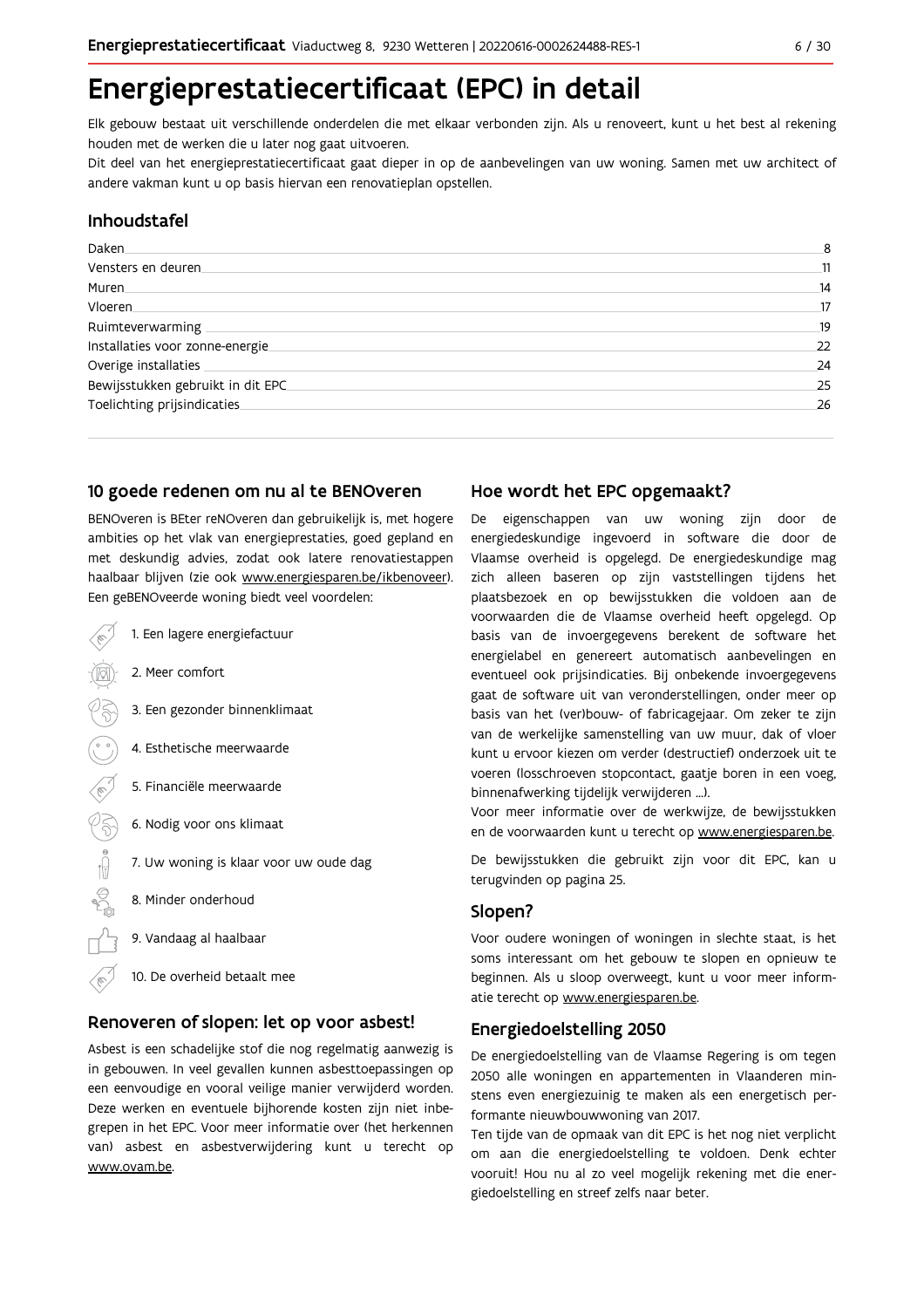# Energieprestatiecertificaat (EPC) in detail

Elk gebouw bestaat uit verschillende onderdelen die met elkaar verbonden zijn. Als u renoveert, kunt u het best al rekening houden met de werken die u later nog gaat uitvoeren.

Dit deel van het energieprestatiecertificaat gaat dieper in op de aanbevelingen van uw woning. Samen met uw architect of andere vakman kunt u op basis hiervan een renovatieplan opstellen.

## Inhoudstafel

| | |
|---|---|
| Daken | 8 |
| Vensters en deuren | 11 |
| Muren | 14 |
| Vloeren | 17 |
| Ruimteverwarming | 19 |
| Installaties voor zonne-energie | 22 |
| Overige installaties | 24 |
| Bewijsstukken gebruikt in dit EPC | 25 |
| Toelichting prijsindicaties | 26 |

## 10 goede redenen om nu al te BENOveren

BENOveren is BEter reNOveren dan gebruikelijk is, met hogere ambities op het vlak van energieprestaties, goed gepland en met deskundig advies, zodat ook latere renovatiestappen haalbaar blijven (zie ook www.energiesparen.be/ikbenoveer). Een geBENOveerde woning biedt veel voordelen:

1. Een lagere energiefactuur
2. Meer comfort
3. Een gezonder binnenklimaat
4. Esthetische meerwaarde
5. Financiële meerwaarde
6. Nodig voor ons klimaat
7. Uw woning is klaar voor uw oude dag
8. Minder onderhoud
9. Vandaag al haalbaar
10. De overheid betaalt mee

## Renoveren of slopen: let op voor asbest!

Asbest is een schadelijke stof die nog regelmatig aanwezig is in gebouwen. In veel gevallen kunnen asbesttoepassingen op een eenvoudige en vooral veilige manier verwijderd worden. Deze werken en eventuele bijhorende kosten zijn niet inbegrepen in het EPC. Voor meer informatie over (het herkennen van) asbest en asbestverwijdering kunt u terecht op www.ovam.be.

## Hoe wordt het EPC opgemaakt?

De eigenschappen van uw woning zijn door de energiedeskundige ingevoerd in software die door de Vlaamse overheid is opgelegd. De energiedeskundige mag zich alleen baseren op zijn vaststellingen tijdens het plaatsbezoek en op bewijsstukken die voldoen aan de voorwaarden die de Vlaamse overheid heeft opgelegd. Op basis van de invoergegevens berekent de software het energielabel en genereert automatisch aanbevelingen en eventueel ook prijsindicaties. Bij onbekende invoergegevens gaat de software uit van veronderstellingen, onder meer op basis van het (ver)bouw- of fabricagejaar. Om zeker te zijn van de werkelijke samenstelling van uw muur, dak of vloer kunt u ervoor kiezen om verder (destructief) onderzoek uit te voeren (losschroeven stopcontact, gaatje boren in een voeg, binnenafwerking tijdelijk verwijderen ...).

Voor meer informatie over de werkwijze, de bewijsstukken en de voorwaarden kunt u terecht op www.energiesparen.be.

De bewijsstukken die gebruikt zijn voor dit EPC, kan u terugvinden op pagina 25.

## Slopen?

Voor oudere woningen of woningen in slechte staat, is het soms interessant om het gebouw te slopen en opnieuw te beginnen. Als u sloop overweegt, kunt u voor meer informatie terecht op www.energiesparen.be.

## Energiedoelstelling 2050

De energiedoelstelling van de Vlaamse Regering is om tegen 2050 alle woningen en appartementen in Vlaanderen minstens even energiezuinig te maken als een energetisch performante nieuwbouwwoning van 2017.

Ten tijde van de opmaak van dit EPC is het nog niet verplicht om aan die energiedoelstelling te voldoen. Denk echter vooruit! Hou nu al zo veel mogelijk rekening met die energiedoelstelling en streef zelfs naar beter.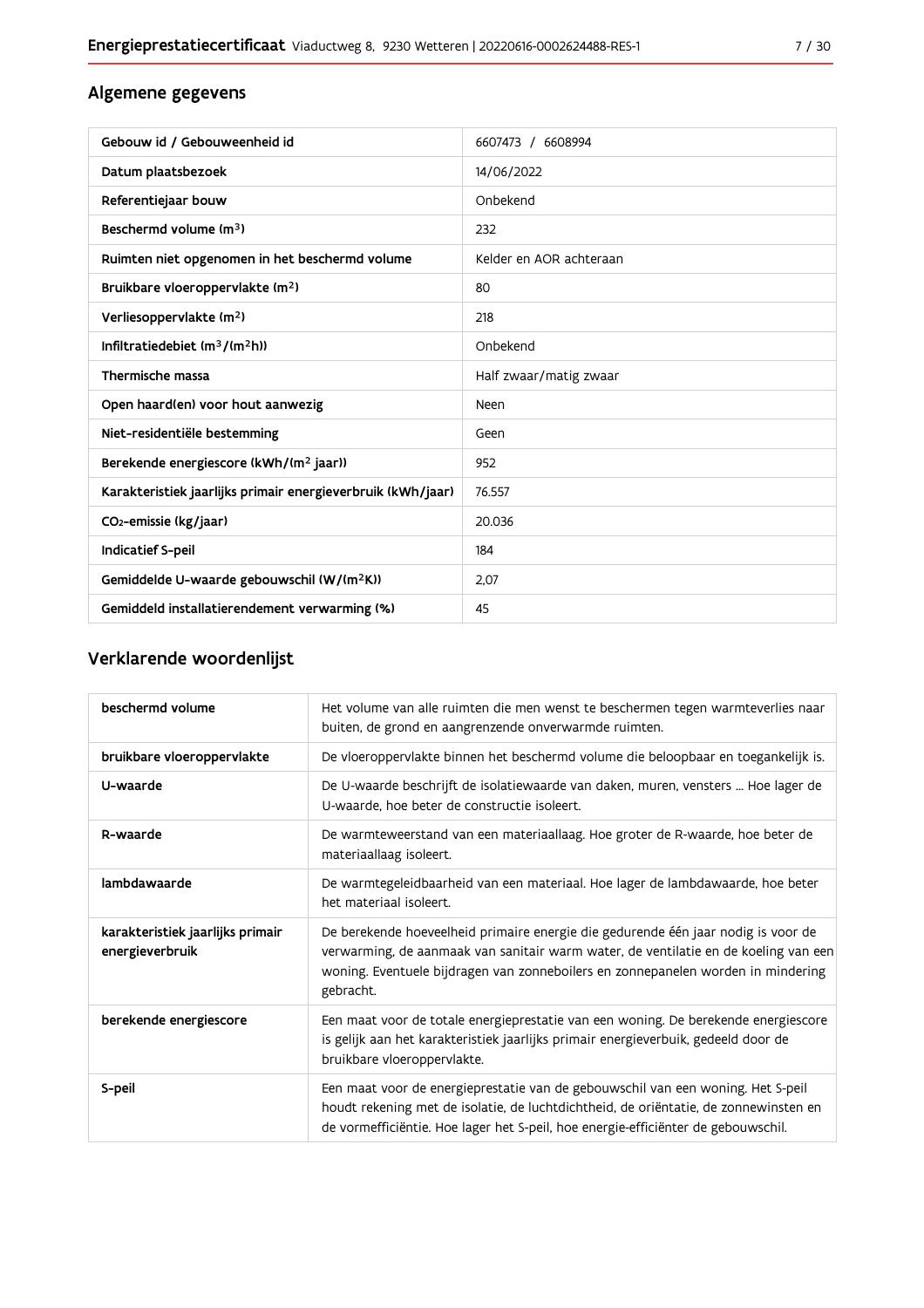## Algemene gegevens

| | |
|---|---|
| Gebouw id / Gebouweenheid id | 6607473 / 6608994 |
| Datum plaatsbezoek | 14/06/2022 |
| Referentiejaar bouw | Onbekend |
| Beschermd volume ($m^3$) | 232 |
| Ruimten niet opgenomen in het beschermd volume | Kelder en AOR achteraan |
| Bruikbare vloeroppervlakte ($m^2$) | 80 |
| Verliesoppervlakte ($m^2$) | 218 |
| Infiltratiedebiet ($m^3/(m^2h)$) | Onbekend |
| Thermische massa | Half zwaar/matig zwaar |
| Open haard(en) voor hout aanwezig | Neen |
| Niet-residentiële bestemming | Geen |
| Berekende energiescore (kWh/($m^2$ jaar)) | 952 |
| Karakteristiek jaarlijks primair energieverbruik (kWh/jaar) | 76.557 |
| $CO_2$-emissie (kg/jaar) | 20.036 |
| Indicatief S-peil | 184 |
| Gemiddelde U-waarde gebouwschil (W/($m^2$K)) | 2,07 |
| Gemiddeld installatierendement verwarming (%) | 45 |

## Verklarende woordenlijst

| | |
|---|---|
| beschermd volume | Het volume van alle ruimten die men wenst te beschermen tegen warmteverlies naar buiten, de grond en aangrenzende onverwarmde ruimten. |
| bruikbare vloeroppervlakte | De vloeroppervlakte binnen het beschermd volume die beloopbaar en toegankelijk is. |
| U-waarde | De U-waarde beschrijft de isolatiewaarde van daken, muren, vensters ... Hoe lager de U-waarde, hoe beter de constructie isoleert. |
| R-waarde | De warmteweerstand van een materiaallaag. Hoe groter de R-waarde, hoe beter de materiaallaag isoleert. |
| lambdawaarde | De warmtegeleidbaarheid van een materiaal. Hoe lager de lambdawaarde, hoe beter het materiaal isoleert. |
| karakteristiek jaarlijks primair energieverbruik | De berekende hoeveelheid primaire energie die gedurende één jaar nodig is voor de verwarming, de aanmaak van sanitair warm water, de ventilatie en de koeling van een woning. Eventuele bijdragen van zonneboilers en zonnepanelen worden in mindering gebracht. |
| berekende energiescore | Een maat voor de totale energieprestatie van een woning. De berekende energiescore is gelijk aan het karakteristiek jaarlijks primair energieverbruik, gedeeld door de bruikbare vloeroppervlakte. |
| S-peil | Een maat voor de energieprestatie van de gebouwschil van een woning. Het S-peil houdt rekening met de isolatie, de luchtdichtheid, de oriëntatie, de zonnewinsten en de vormefficiëntie. Hoe lager het S-peil, hoe energie-efficiënter de gebouwschil. |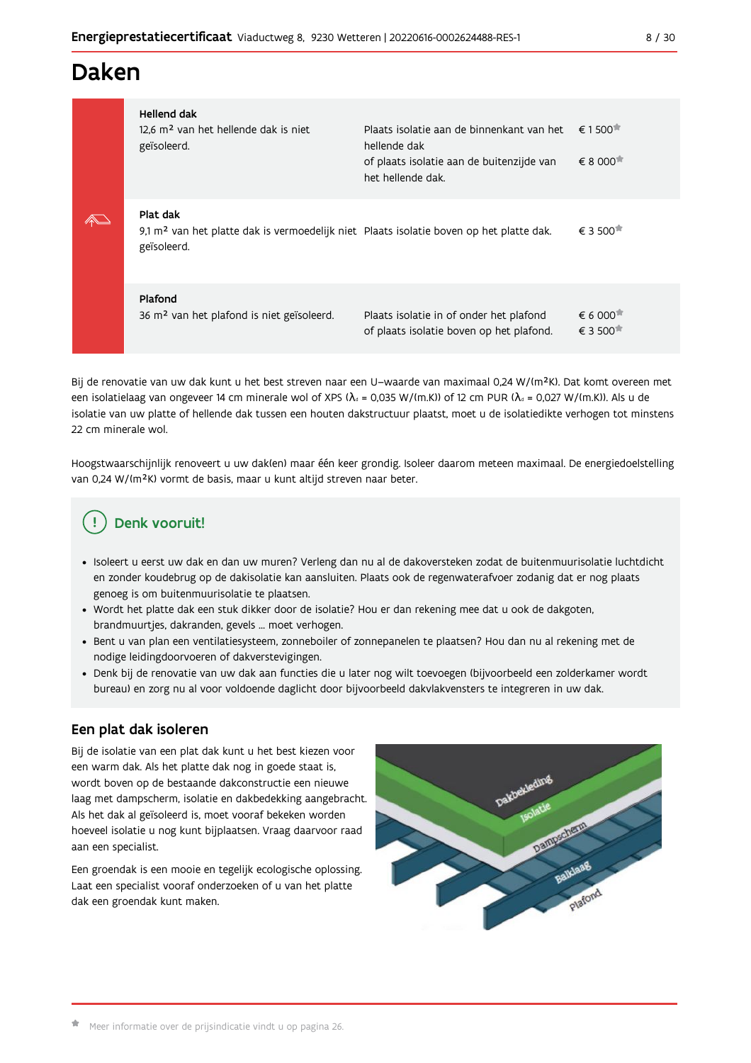# Daken

| | | | |
|---|---|---|---|
| | **Hellend dak**<br>12,6 m² van het hellende dak is niet geïsoleerd. | Plaats isolatie aan de binnenkant van het hellende dak<br>of plaats isolatie aan de buitenzijde van het hellende dak. | € 1 500*<br><br>€ 8 000* |
| | **Plat dak**<br>9,1 m² van het platte dak is vermoedelijk niet geïsoleerd. | Plaats isolatie boven op het platte dak. | € 3 500* |
| | **Plafond**<br>36 m² van het plafond is niet geïsoleerd. | Plaats isolatie in of onder het plafond<br>of plaats isolatie boven op het plafond. | € 6 000*<br>€ 3 500* |

Bij de renovatie van uw dak kunt u het best streven naar een U-waarde van maximaal 0,24 W/(m²K). Dat komt overeen met een isolatielaag van ongeveer 14 cm minerale wol of XPS ($\lambda_d$ = 0,035 W/(m.K)) of 12 cm PUR ($\lambda_d$ = 0,027 W/(m.K)). Als u de isolatie van uw platte of hellende dak tussen een houten dakstructuur plaatst, moet u de isolatiedikte verhogen tot minstens 22 cm minerale wol.

Hoogstwaarschijnlijk renoveert u uw dak(en) maar één keer grondig. Isoleer daarom meteen maximaal. De energiedoelstelling van 0,24 W/(m²K) vormt de basis, maar u kunt altijd streven naar beter.

### Denk vooruit!

- Isoleert u eerst uw dak en dan uw muren? Verleng dan nu al de dakoversteken zodat de buitenmuurisolatie luchtdicht en zonder koudebrug op de dakisolatie kan aansluiten. Plaats ook de regenwaterafvoer zodanig dat er nog plaats genoeg is om buitenmuurisolatie te plaatsen.
- Wordt het platte dak een stuk dikker door de isolatie? Hou er dan rekening mee dat u ook de dakgoten, brandmuurtjes, dakranden, gevels ... moet verhogen.
- Bent u van plan een ventilatiesysteem, zonneboiler of zonnepanelen te plaatsen? Hou dan nu al rekening met de nodige leidingdoorvoeren of dakverstevigingen.
- Denk bij de renovatie van uw dak aan functies die u later nog wilt toevoegen (bijvoorbeeld een zolderkamer wordt bureau) en zorg nu al voor voldoende daglicht door bijvoorbeeld dakvlakvensters te integreren in uw dak.

## Een plat dak isoleren

Bij de isolatie van een plat dak kunt u het best kiezen voor een warm dak. Als het platte dak nog in goede staat is, wordt boven op de bestaande dakconstructie een nieuwe laag met dampscherm, isolatie en dakbedekking aangebracht. Als het dak al geïsoleerd is, moet vooraf bekeken worden hoeveel isolatie u nog kunt bijplaatsen. Vraag daarvoor raad aan een specialist.

Een groendak is een mooie en tegelijk ecologische oplossing. Laat een specialist vooraf onderzoeken of u van het platte dak een groendak kunt maken.

Dakbekleding
Isolatie
Dampscherm
Balklaag
Plafond

\* Meer informatie over de prijsindicatie vindt u op pagina 26.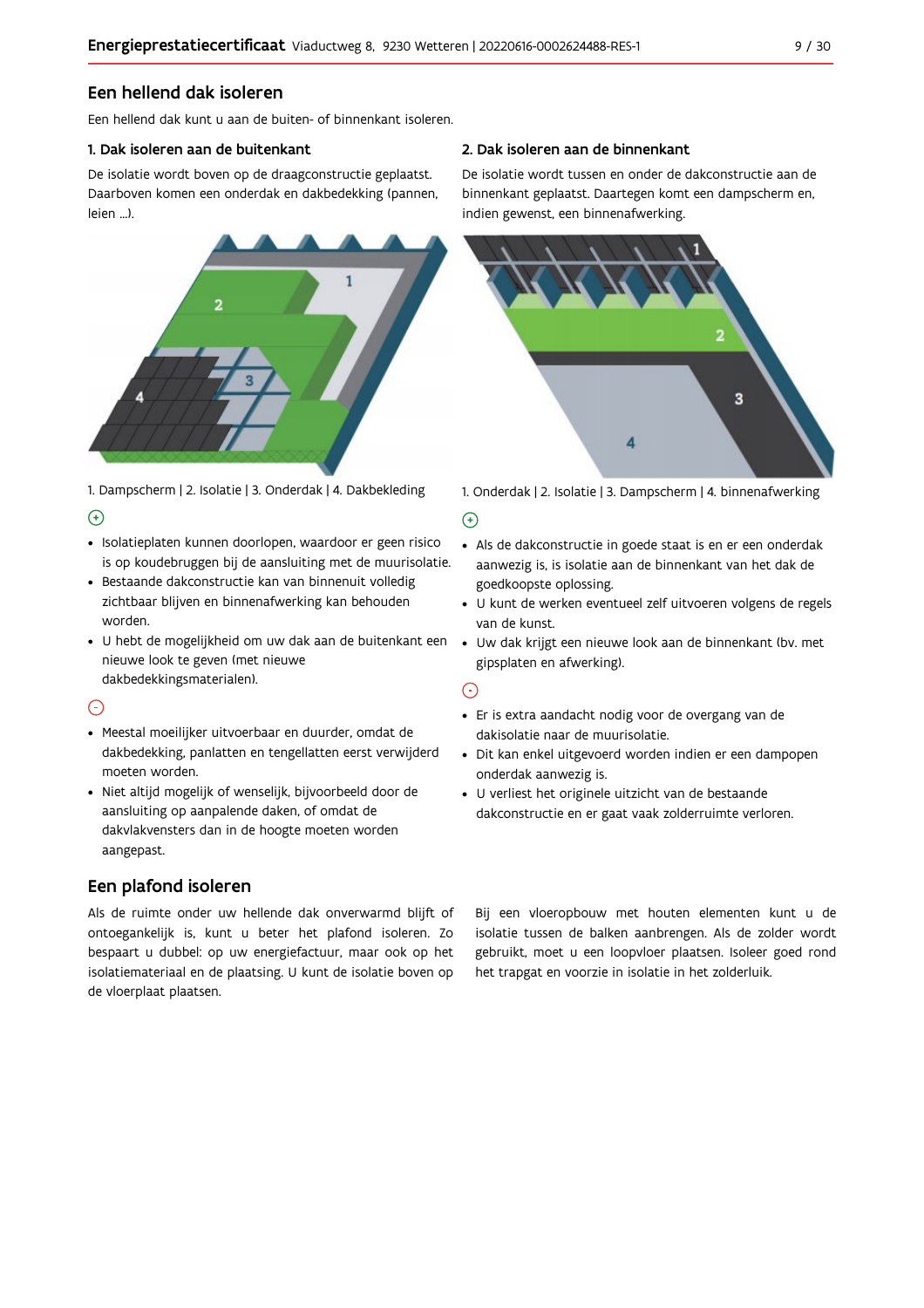## Een hellend dak isoleren

Een hellend dak kunt u aan de buiten- of binnenkant isoleren.

### 1. Dak isoleren aan de buitenkant

De isolatie wordt boven op de draagconstructie geplaatst. Daarboven komen een onderdak en dakbedekking (pannen, leien ...).

1. Dampscherm | 2. Isolatie | 3. Onderdak | 4. Dakbekleding

⊕

- Isolatieplaten kunnen doorlopen, waardoor er geen risico is op koudebruggen bij de aansluiting met de muurisolatie.
- Bestaande dakconstructie kan van binnenuit volledig zichtbaar blijven en binnenafwerking kan behouden worden.
- U hebt de mogelijkheid om uw dak aan de buitenkant een nieuwe look te geven (met nieuwe dakbedekkingsmaterialen).

⊖

- Meestal moeilijker uitvoerbaar en duurder, omdat de dakbedekking, panlatten en tengellatten eerst verwijderd moeten worden.
- Niet altijd mogelijk of wenselijk, bijvoorbeeld door de aansluiting op aanpalende daken, of omdat de dakvlakvensters dan in de hoogte moeten worden aangepast.

### 2. Dak isoleren aan de binnenkant

De isolatie wordt tussen en onder de dakconstructie aan de binnenkant geplaatst. Daartegen komt een dampscherm en, indien gewenst, een binnenafwerking.

1. Onderdak | 2. Isolatie | 3. Dampscherm | 4. binnenafwerking

⊕

- Als de dakconstructie in goede staat is en er een onderdak aanwezig is, is isolatie aan de binnenkant van het dak de goedkoopste oplossing.
- U kunt de werken eventueel zelf uitvoeren volgens de regels van de kunst.
- Uw dak krijgt een nieuwe look aan de binnenkant (bv. met gipsplaten en afwerking).

⊖

- Er is extra aandacht nodig voor de overgang van de dakisolatie naar de muurisolatie.
- Dit kan enkel uitgevoerd worden indien er een dampopen onderdak aanwezig is.
- U verliest het originele uitzicht van de bestaande dakconstructie en er gaat vaak zolderruimte verloren.

## Een plafond isoleren

Als de ruimte onder uw hellende dak onverwarmd blijft of ontoegankelijk is, kunt u beter het plafond isoleren. Zo bespaart u dubbel: op uw energiefactuur, maar ook op het isolatiemateriaal en de plaatsing. U kunt de isolatie boven op de vloerplaat plaatsen.

Bij een vloeropbouw met houten elementen kunt u de isolatie tussen de balken aanbrengen. Als de zolder wordt gebruikt, moet u een loopvloer plaatsen. Isoleer goed rond het trapgat en voorzie in isolatie in het zolderluik.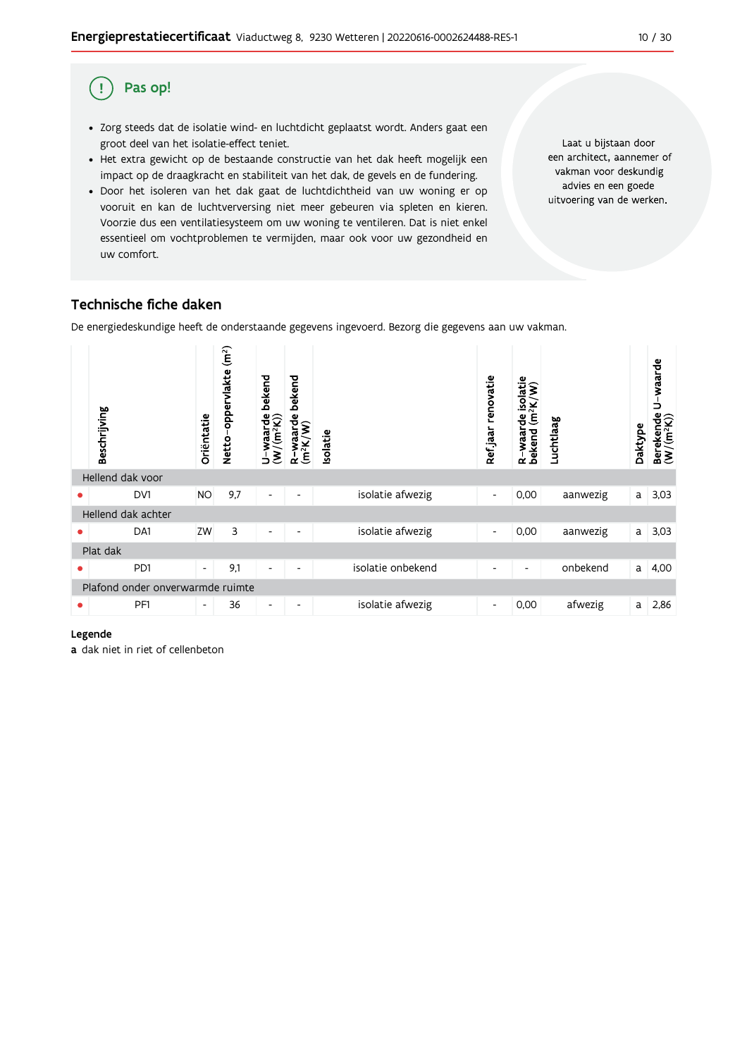## Pas op!

- Zorg steeds dat de isolatie wind- en luchtdicht geplaatst wordt. Anders gaat een groot deel van het isolatie-effect teniet.
- Het extra gewicht op de bestaande constructie van het dak heeft mogelijk een impact op de draagkracht en stabiliteit van het dak, de gevels en de fundering.
- Door het isoleren van het dak gaat de luchtdichtheid van uw woning er op vooruit en kan de luchtverversing niet meer gebeuren via spleten en kieren. Voorzie dus een ventilatiesysteem om uw woning te ventileren. Dat is niet enkel essentieel om vochtproblemen te vermijden, maar ook voor uw gezondheid en uw comfort.

Laat u bijstaan door een architect, aannemer of vakman voor deskundig advies en een goede uitvoering van de werken.

## Technische fiche daken

De energiedeskundige heeft de onderstaande gegevens ingevoerd. Bezorg die gegevens aan uw vakman.

| | Beschrijving | Oriëntatie | Netto-oppervlakte ($m^2$) | U-waarde bekend ($W/(m^2K)$) | R-waarde bekend ($m^2K/W$) | Isolatie | Ref.jaar renovatie | R-waarde isolatie bekend ($m^2K/W$) | Luchtlaag | Daktype | Berekende U-waarde ($W/(m^2K)$) |
|---|---|---|---|---|---|---|---|---|---|---|---|
| Hellend dak voor | | | | | | | | | | | |
| • | DV1 | NO | 9,7 | - | - | isolatie afwezig | - | 0,00 | aanwezig | a | 3,03 |
| Hellend dak achter | | | | | | | | | | | |
| • | DA1 | ZW | 3 | - | - | isolatie afwezig | - | 0,00 | aanwezig | a | 3,03 |
| Plat dak | | | | | | | | | | | |
| • | PD1 | - | 9,1 | - | - | isolatie onbekend | - | - | onbekend | a | 4,00 |
| Plafond onder onverwarmde ruimte | | | | | | | | | | | |
| • | PF1 | - | 36 | - | - | isolatie afwezig | - | 0,00 | afwezig | a | 2,86 |

**Legende**

**a** dak niet in riet of cellenbeton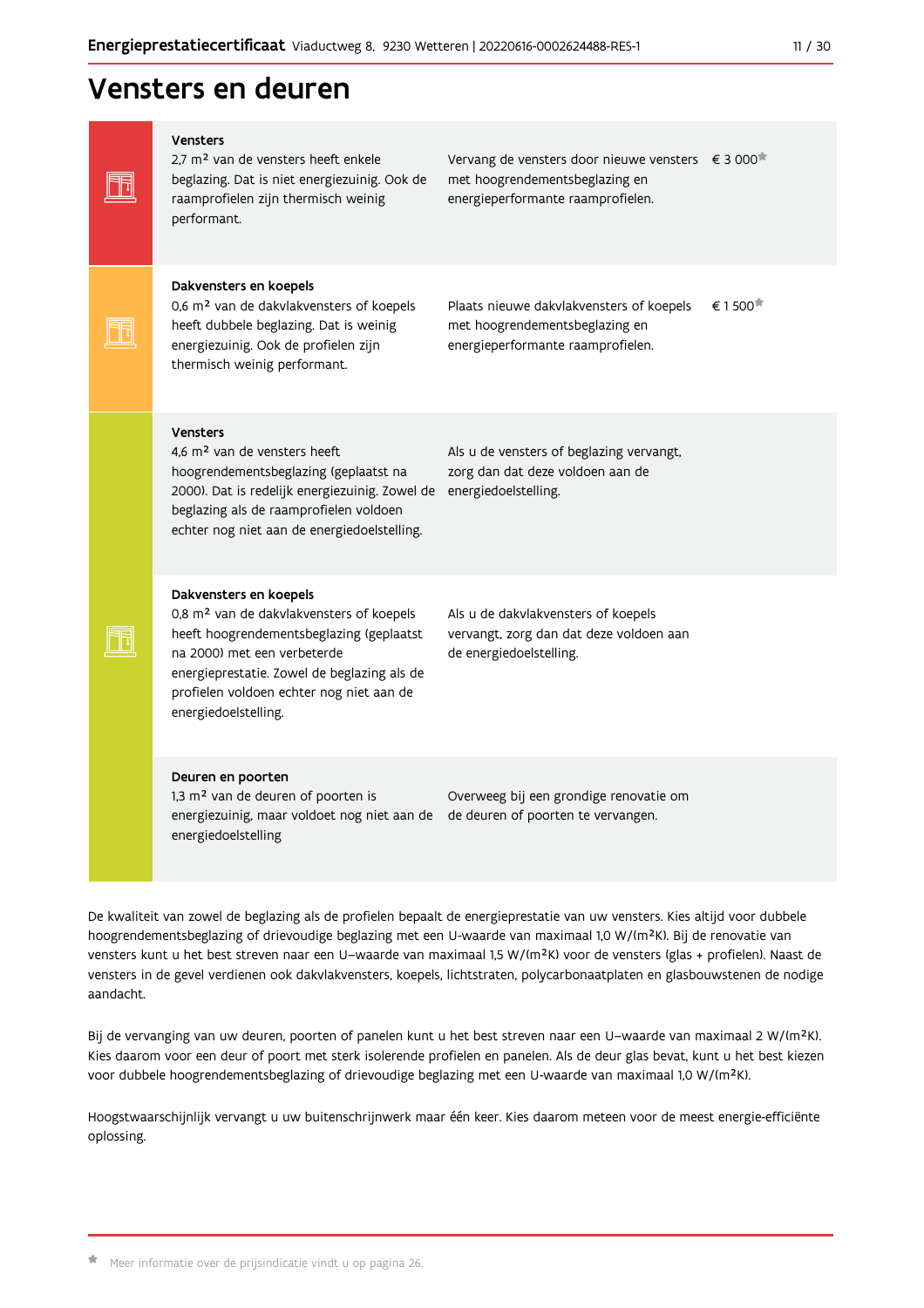# Vensters en deuren

| Huidige situatie | Aanbeveling | Prijsindicatie |
|---|---|---|
| **Vensters**<br>2,7 m² van de vensters heeft enkele beglazing. Dat is niet energiezuinig. Ook de raamprofielen zijn thermisch weinig performant. | Vervang de vensters door nieuwe vensters met hoogrendementsbeglazing en energieperformante raamprofielen. | € 3 000* |
| **Dakvensters en koepels**<br>0,6 m² van de dakvlakvensters of koepels heeft dubbele beglazing. Dat is weinig energiezuinig. Ook de profielen zijn thermisch weinig performant. | Plaats nieuwe dakvlakvensters of koepels met hoogrendementsbeglazing en energieperformante raamprofielen. | € 1 500* |
| **Vensters**<br>4,6 m² van de vensters heeft hoogrendementsbeglazing (geplaatst na 2000). Dat is redelijk energiezuinig. Zowel de beglazing als de raamprofielen voldoen echter nog niet aan de energiedoelstelling. | Als u de vensters of beglazing vervangt, zorg dan dat deze voldoen aan de energiedoelstelling. | |
| **Dakvensters en koepels**<br>0,8 m² van de dakvlakvensters of koepels heeft hoogrendementsbeglazing (geplaatst na 2000) met een verbeterde energieprestatie. Zowel de beglazing als de profielen voldoen echter nog niet aan de energiedoelstelling. | Als u de dakvlakvensters of koepels vervangt, zorg dan dat deze voldoen aan de energiedoelstelling. | |
| **Deuren en poorten**<br>1,3 m² van de deuren of poorten is energiezuinig, maar voldoet nog niet aan de energiedoelstelling | Overweeg bij een grondige renovatie om de deuren of poorten te vervangen. | |

De kwaliteit van zowel de beglazing als de profielen bepaalt de energieprestatie van uw vensters. Kies altijd voor dubbele hoogrendementsbeglazing of drievoudige beglazing met een U-waarde van maximaal 1,0 W/(m²K). Bij de renovatie van vensters kunt u het best streven naar een U–waarde van maximaal 1,5 W/(m²K) voor de vensters (glas + profielen). Naast de vensters in de gevel verdienen ook dakvlakvensters, koepels, lichtstraten, polycarbonaatplaten en glasbouwstenen de nodige aandacht.

Bij de vervanging van uw deuren, poorten of panelen kunt u het best streven naar een U–waarde van maximaal 2 W/(m²K). Kies daarom voor een deur of poort met sterk isolerende profielen en panelen. Als de deur glas bevat, kunt u het best kiezen voor dubbele hoogrendementsbeglazing of drievoudige beglazing met een U-waarde van maximaal 1,0 W/(m²K).

Hoogstwaarschijnlijk vervangt u uw buitenschrijnwerk maar één keer. Kies daarom meteen voor de meest energie-efficiënte oplossing.

* Meer informatie over de prijsindicatie vindt u op pagina 26.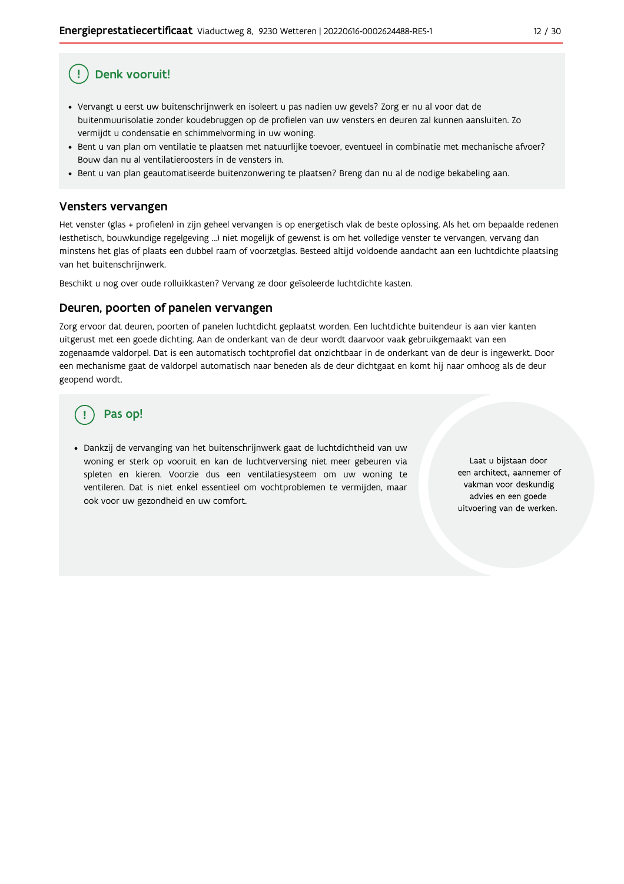## Denk vooruit!

- Vervangt u eerst uw buitenschrijnwerk en isoleert u pas nadien uw gevels? Zorg er nu al voor dat de buitenmuurisolatie zonder koudebruggen op de profielen van uw vensters en deuren zal kunnen aansluiten. Zo vermijdt u condensatie en schimmelvorming in uw woning.
- Bent u van plan om ventilatie te plaatsen met natuurlijke toevoer, eventueel in combinatie met mechanische afvoer? Bouw dan nu al ventilatieroosters in de vensters in.
- Bent u van plan geautomatiseerde buitenzonwering te plaatsen? Breng dan nu al de nodige bekabeling aan.

## Vensters vervangen

Het venster (glas + profielen) in zijn geheel vervangen is op energetisch vlak de beste oplossing. Als het om bepaalde redenen (esthetisch, bouwkundige regelgeving ...) niet mogelijk of gewenst is om het volledige venster te vervangen, vervang dan minstens het glas of plaats een dubbel raam of voorzetglas. Besteed altijd voldoende aandacht aan een luchtdichte plaatsing van het buitenschrijnwerk.

Beschikt u nog over oude rolluikkasten? Vervang ze door geïsoleerde luchtdichte kasten.

## Deuren, poorten of panelen vervangen

Zorg ervoor dat deuren, poorten of panelen luchtdicht geplaatst worden. Een luchtdichte buitendeur is aan vier kanten uitgerust met een goede dichting. Aan de onderkant van de deur wordt daarvoor vaak gebruikgemaakt van een zogenaamde valdorpel. Dat is een automatisch tochtprofiel dat onzichtbaar in de onderkant van de deur is ingewerkt. Door een mechanisme gaat de valdorpel automatisch naar beneden als de deur dichtgaat en komt hij naar omhoog als de deur geopend wordt.

## Pas op!

- Dankzij de vervanging van het buitenschrijnwerk gaat de luchtdichtheid van uw woning er sterk op vooruit en kan de luchtverversing niet meer gebeuren via spleten en kieren. Voorzie dus een ventilatiesysteem om uw woning te ventileren. Dat is niet enkel essentieel om vochtproblemen te vermijden, maar ook voor uw gezondheid en uw comfort.

Laat u bijstaan door een architect, aannemer of vakman voor deskundig advies en een goede uitvoering van de werken.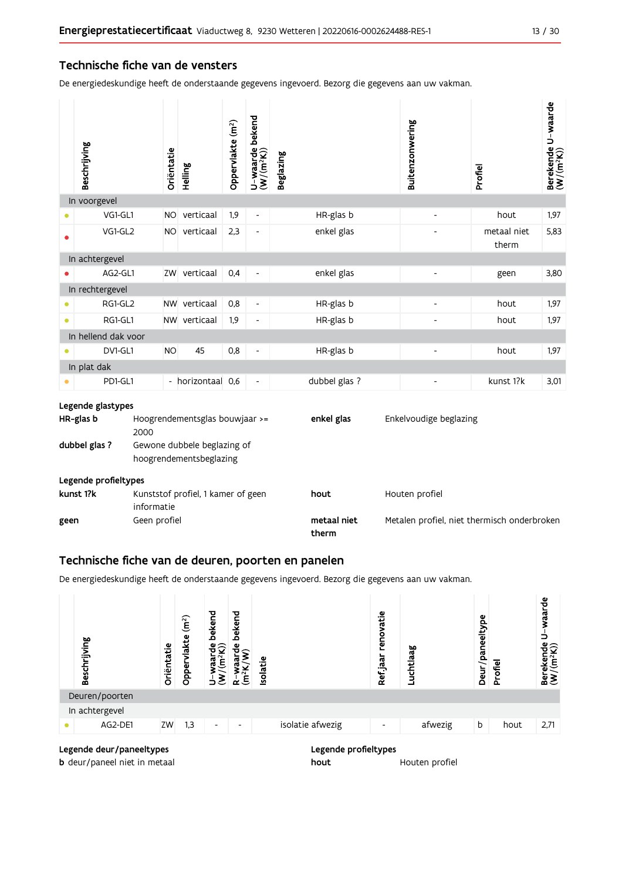## Technische fiche van de vensters

De energiedeskundige heeft de onderstaande gegevens ingevoerd. Bezorg die gegevens aan uw vakman.

| | Beschrijving | Oriëntatie | Helling | Oppervlakte (m²) | U-waarde bekend (W/(m²K)) | Beglazing | Buitenzonwering | Profiel | Berekende U-waarde (W/(m²K)) |
|---|---|---|---|---|---|---|---|---|---|
| **In voorgevel** | | | | | | | | | |
| ● | VG1-GL1 | NO | verticaal | 1,9 | - | HR-glas b | - | hout | 1,97 |
| ● | VG1-GL2 | NO | verticaal | 2,3 | - | enkel glas | - | metaal niet therm | 5,83 |
| **In achtergevel** | | | | | | | | | |
| ● | AG2-GL1 | ZW | verticaal | 0,4 | - | enkel glas | - | geen | 3,80 |
| **In rechtergevel** | | | | | | | | | |
| ● | RG1-GL2 | NW | verticaal | 0,8 | - | HR-glas b | - | hout | 1,97 |
| ● | RG1-GL1 | NW | verticaal | 1,9 | - | HR-glas b | - | hout | 1,97 |
| **In hellend dak voor** | | | | | | | | | |
| ● | DV1-GL1 | NO | 45 | 0,8 | - | HR-glas b | - | hout | 1,97 |
| **In plat dak** | | | | | | | | | |
| ● | PD1-GL1 | - | horizontaal | 0,6 | - | dubbel glas ? | - | kunst 1?k | 3,01 |

**Legende glastypes**

**HR-glas b** Hoogrendementsglas bouwjaar >= 2000

**dubbel glas ?** Gewone dubbele beglazing of hoogrendementsbeglazing

**enkel glas** Enkelvoudige beglazing

**Legende profieltypes**

**kunst 1?k** Kunststof profiel, 1 kamer of geen informatie

**geen** Geen profiel

**hout** Houten profiel

**metaal niet therm** Metalen profiel, niet thermisch onderbroken

## Technische fiche van de deuren, poorten en panelen

De energiedeskundige heeft de onderstaande gegevens ingevoerd. Bezorg die gegevens aan uw vakman.

| | Beschrijving | Oriëntatie | Oppervlakte (m²) | U-waarde bekend (W/(m²K)) | R-waarde bekend (m²K/W) | Isolatie | Ref.jaar renovatie | Luchtlaag | Deur/paneeltype | Profiel | Berekende U-waarde (W/(m²K)) |
|---|---|---|---|---|---|---|---|---|---|---|---|
| **Deuren/poorten** | | | | | | | | | | | |
| **In achtergevel** | | | | | | | | | | | |
| ● | AG2-DE1 | ZW | 1,3 | - | - | isolatie afwezig | - | afwezig | b | hout | 2,71 |

**Legende deur/paneeltypes**

**b** deur/paneel niet in metaal

**Legende profieltypes**

**hout** Houten profiel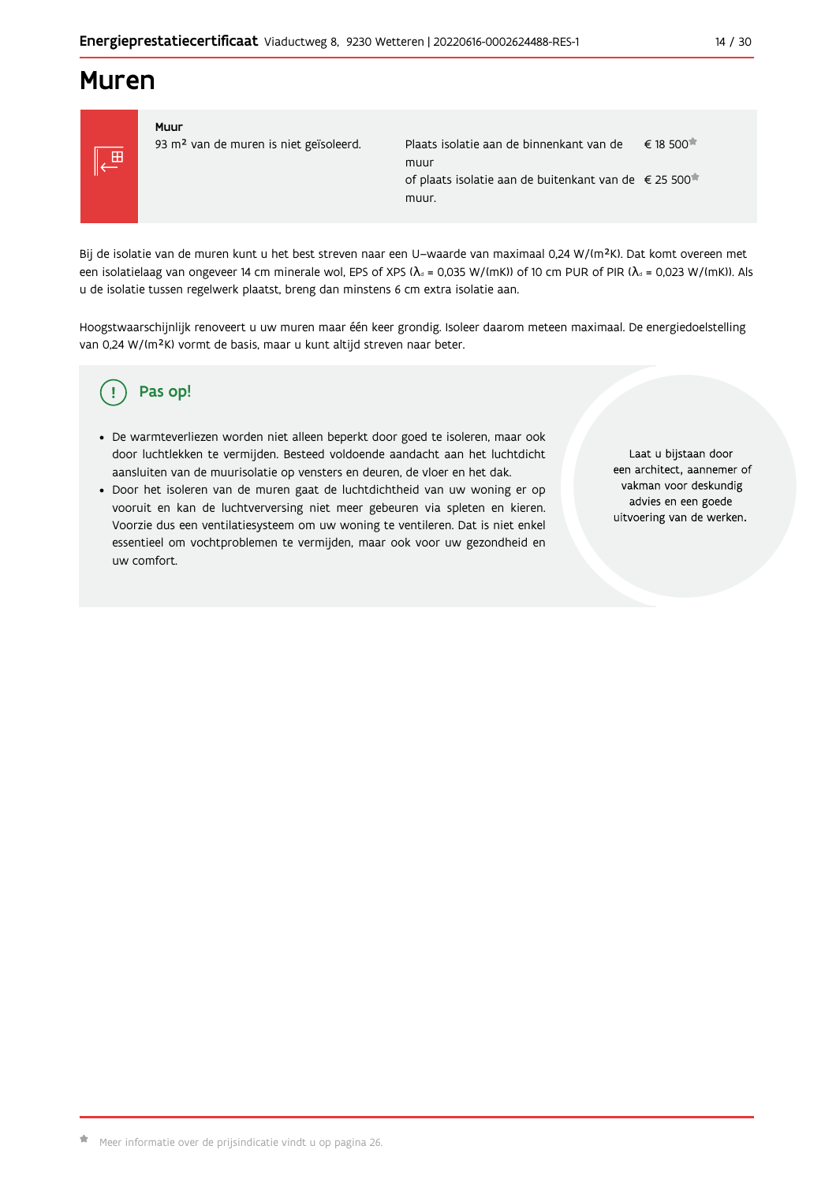# Muren

| Muur | | |
|---|---|---|
| 93 m² van de muren is niet geïsoleerd. | Plaats isolatie aan de binnenkant van de muur | € 18 500* |
| | of plaats isolatie aan de buitenkant van de muur. | € 25 500* |

Bij de isolatie van de muren kunt u het best streven naar een U-waarde van maximaal 0,24 W/(m²K). Dat komt overeen met een isolatielaag van ongeveer 14 cm minerale wol, EPS of XPS ($\lambda_d$ = 0,035 W/(mK)) of 10 cm PUR of PIR ($\lambda_d$ = 0,023 W/(mK)). Als u de isolatie tussen regelwerk plaatst, breng dan minstens 6 cm extra isolatie aan.

Hoogstwaarschijnlijk renoveert u uw muren maar één keer grondig. Isoleer daarom meteen maximaal. De energiedoelstelling van 0,24 W/(m²K) vormt de basis, maar u kunt altijd streven naar beter.

## Pas op!

- De warmteverliezen worden niet alleen beperkt door goed te isoleren, maar ook door luchtlekken te vermijden. Besteed voldoende aandacht aan het luchtdicht aansluiten van de muurisolatie op vensters en deuren, de vloer en het dak.
- Door het isoleren van de muren gaat de luchtdichtheid van uw woning er op vooruit en kan de luchtverversing niet meer gebeuren via spleten en kieren. Voorzie dus een ventilatiesysteem om uw woning te ventileren. Dat is niet enkel essentieel om vochtproblemen te vermijden, maar ook voor uw gezondheid en uw comfort.

Laat u bijstaan door een architect, aannemer of vakman voor deskundig advies en een goede uitvoering van de werken.

* Meer informatie over de prijsindicatie vindt u op pagina 26.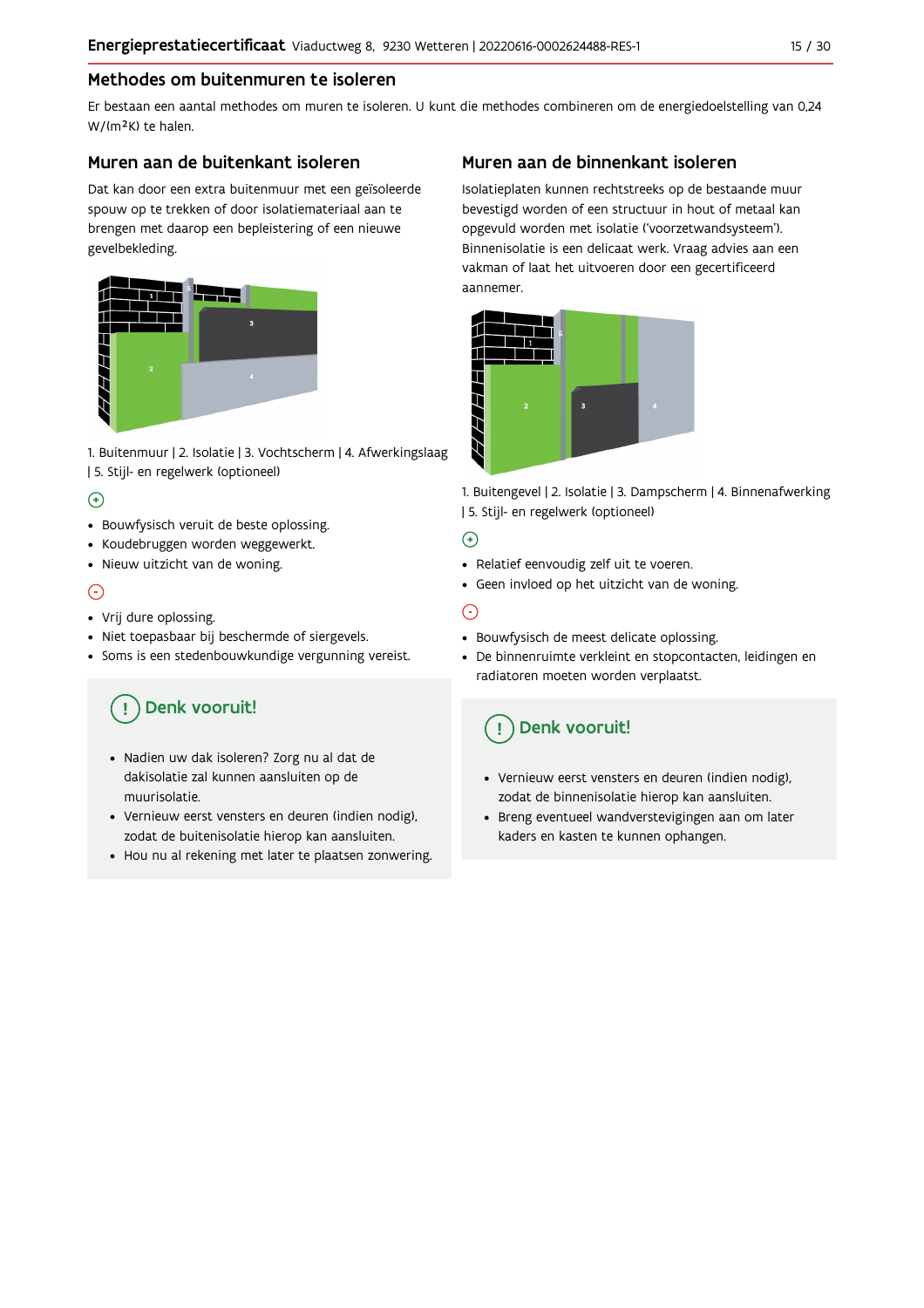## Methodes om buitenmuren te isoleren

Er bestaan een aantal methodes om muren te isoleren. U kunt die methodes combineren om de energiedoelstelling van 0,24 W/(m²K) te halen.

### Muren aan de buitenkant isoleren

Dat kan door een extra buitenmuur met een geïsoleerde spouw op te trekken of door isolatiemateriaal aan te brengen met daarop een bepleistering of een nieuwe gevelbekleding.

1. Buitenmuur | 2. Isolatie | 3. Vochtscherm | 4. Afwerkingslaag | 5. Stijl- en regelwerk (optioneel)

(+)

- Bouwfysisch veruit de beste oplossing.
- Koudebruggen worden weggewerkt.
- Nieuw uitzicht van de woning.

(-)

- Vrij dure oplossing.
- Niet toepasbaar bij beschermde of siergevels.
- Soms is een stedenbouwkundige vergunning vereist.

#### Denk vooruit!

- Nadien uw dak isoleren? Zorg nu al dat de dakisolatie zal kunnen aansluiten op de muurisolatie.
- Vernieuw eerst vensters en deuren (indien nodig), zodat de buitenisolatie hierop kan aansluiten.
- Hou nu al rekening met later te plaatsen zonwering.

### Muren aan de binnenkant isoleren

Isolatieplaten kunnen rechtstreeks op de bestaande muur bevestigd worden of een structuur in hout of metaal kan opgevuld worden met isolatie ('voorzetwandsysteem'). Binnenisolatie is een delicaat werk. Vraag advies aan een vakman of laat het uitvoeren door een gecertificeerd aannemer.

1. Buitengevel | 2. Isolatie | 3. Dampscherm | 4. Binnenafwerking | 5. Stijl- en regelwerk (optioneel)

(+)

- Relatief eenvoudig zelf uit te voeren.
- Geen invloed op het uitzicht van de woning.

(-)

- Bouwfysisch de meest delicate oplossing.
- De binnenruimte verkleint en stopcontacten, leidingen en radiatoren moeten worden verplaatst.

#### Denk vooruit!

- Vernieuw eerst vensters en deuren (indien nodig), zodat de binnenisolatie hierop kan aansluiten.
- Breng eventueel wandverstevigingen aan om later kaders en kasten te kunnen ophangen.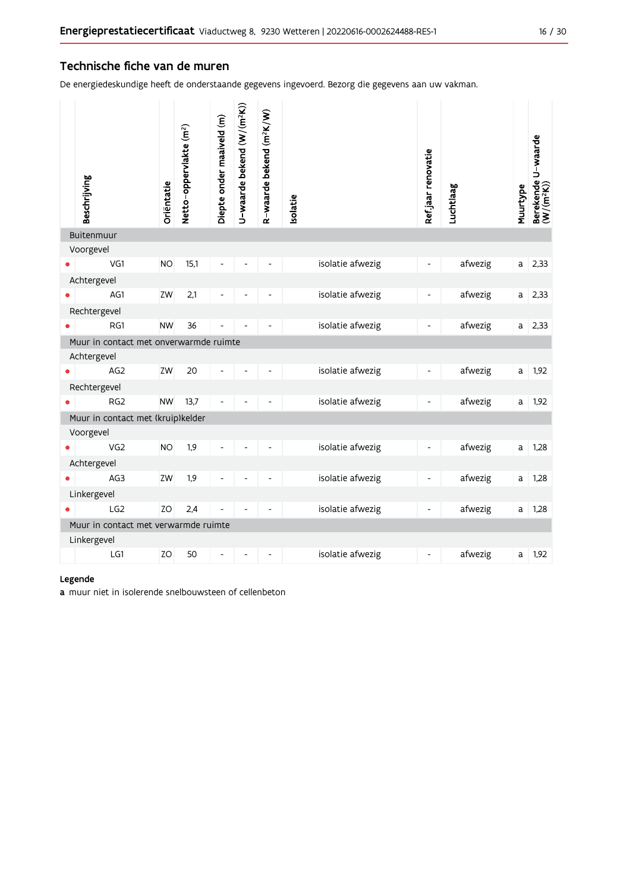## Technische fiche van de muren

De energiedeskundige heeft de onderstaande gegevens ingevoerd. Bezorg die gegevens aan uw vakman.

| | Beschrijving | Oriëntatie | Netto-oppervlakte ($m^2$) | Diepte onder maaiveld (m) | U-waarde bekend ($W/(m^2K)$) | R-waarde bekend ($m^2K/W$) | Isolatie | Ref.jaar renovatie | Luchtlaag | Muurtype | Berekende U-waarde ($W/(m^2K)$) |
|---|---|---|---|---|---|---|---|---|---|---|---|
| | **Buitenmuur** | | | | | | | | | | |
| | Voorgevel | | | | | | | | | | |
| • | VG1 | NO | 15,1 | - | - | - | isolatie afwezig | - | afwezig | a | 2,33 |
| | Achtergevel | | | | | | | | | | |
| • | AG1 | ZW | 2,1 | - | - | - | isolatie afwezig | - | afwezig | a | 2,33 |
| | Rechtergevel | | | | | | | | | | |
| • | RG1 | NW | 36 | - | - | - | isolatie afwezig | - | afwezig | a | 2,33 |
| | **Muur in contact met onverwarmde ruimte** | | | | | | | | | | |
| | Achtergevel | | | | | | | | | | |
| • | AG2 | ZW | 20 | - | - | - | isolatie afwezig | - | afwezig | a | 1,92 |
| | Rechtergevel | | | | | | | | | | |
| • | RG2 | NW | 13,7 | - | - | - | isolatie afwezig | - | afwezig | a | 1,92 |
| | **Muur in contact met (kruip)kelder** | | | | | | | | | | |
| | Voorgevel | | | | | | | | | | |
| • | VG2 | NO | 1,9 | - | - | - | isolatie afwezig | - | afwezig | a | 1,28 |
| | Achtergevel | | | | | | | | | | |
| • | AG3 | ZW | 1,9 | - | - | - | isolatie afwezig | - | afwezig | a | 1,28 |
| | Linkergevel | | | | | | | | | | |
| • | LG2 | ZO | 2,4 | - | - | - | isolatie afwezig | - | afwezig | a | 1,28 |
| | **Muur in contact met verwarmde ruimte** | | | | | | | | | | |
| | Linkergevel | | | | | | | | | | |
| | LG1 | ZO | 50 | - | - | - | isolatie afwezig | - | afwezig | a | 1,92 |

**Legende**

**a** muur niet in isolerende snelbouwsteen of cellenbeton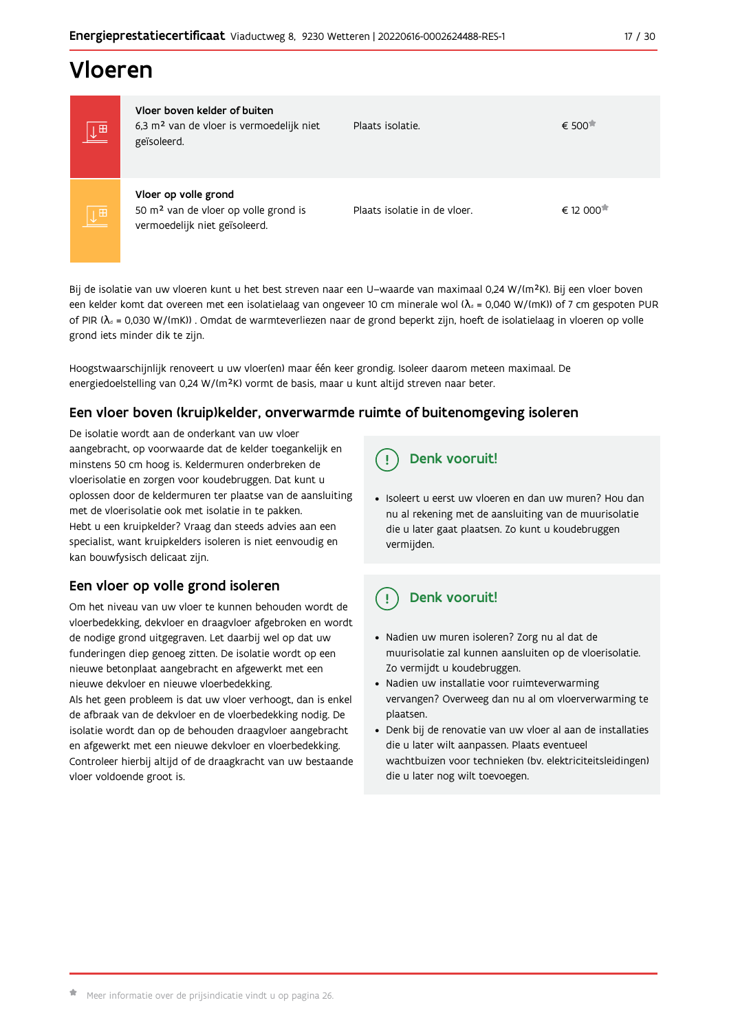# Vloeren

| | | | |
|---|---|---|---|
| | **Vloer boven kelder of buiten**<br>6,3 m² van de vloer is vermoedelijk niet geïsoleerd. | Plaats isolatie. | € 500* |
| | **Vloer op volle grond**<br>50 m² van de vloer op volle grond is vermoedelijk niet geïsoleerd. | Plaats isolatie in de vloer. | € 12 000* |

Bij de isolatie van uw vloeren kunt u het best streven naar een U–waarde van maximaal 0,24 W/(m²K). Bij een vloer boven een kelder komt dat overeen met een isolatielaag van ongeveer 10 cm minerale wol ($\lambda_d$ = 0,040 W/(mK)) of 7 cm gespoten PUR of PIR ($\lambda_d$ = 0,030 W/(mK)) . Omdat de warmteverliezen naar de grond beperkt zijn, hoeft de isolatielaag in vloeren op volle grond iets minder dik te zijn.

Hoogstwaarschijnlijk renoveert u uw vloer(en) maar één keer grondig. Isoleer daarom meteen maximaal. De energiedoelstelling van 0,24 W/(m²K) vormt de basis, maar u kunt altijd streven naar beter.

## Een vloer boven (kruip)kelder, onverwarmde ruimte of buitenomgeving isoleren

De isolatie wordt aan de onderkant van uw vloer aangebracht, op voorwaarde dat de kelder toegankelijk en minstens 50 cm hoog is. Keldermuren onderbreken de vloerisolatie en zorgen voor koudebruggen. Dat kunt u oplossen door de keldermuren ter plaatse van de aansluiting met de vloerisolatie ook met isolatie in te pakken.
Hebt u een kruipkelder? Vraag dan steeds advies aan een specialist, want kruipkelders isoleren is niet eenvoudig en kan bouwfysisch delicaat zijn.

> **Denk vooruit!**
>
> - Isoleert u eerst uw vloeren en dan uw muren? Hou dan nu al rekening met de aansluiting van de muurisolatie die u later gaat plaatsen. Zo kunt u koudebruggen vermijden.

## Een vloer op volle grond isoleren

Om het niveau van uw vloer te kunnen behouden wordt de vloerbedekking, dekvloer en draagvloer afgebroken en wordt de nodige grond uitgegraven. Let daarbij wel op dat uw funderingen diep genoeg zitten. De isolatie wordt op een nieuwe betonplaat aangebracht en afgewerkt met een nieuwe dekvloer en nieuwe vloerbedekking.
Als het geen probleem is dat uw vloer verhoogt, dan is enkel de afbraak van de dekvloer en de vloerbedekking nodig. De isolatie wordt dan op de behouden draagvloer aangebracht en afgewerkt met een nieuwe dekvloer en vloerbedekking. Controleer hierbij altijd of de draagkracht van uw bestaande vloer voldoende groot is.

> **Denk vooruit!**
>
> - Nadien uw muren isoleren? Zorg nu al dat de muurisolatie zal kunnen aansluiten op de vloerisolatie. Zo vermijdt u koudebruggen.
> - Nadien uw installatie voor ruimteverwarming vervangen? Overweeg dan nu al om vloerverwarming te plaatsen.
> - Denk bij de renovatie van uw vloer al aan de installaties die u later wilt aanpassen. Plaats eventueel wachtbuizen voor technieken (bv. elektriciteitsleidingen) die u later nog wilt toevoegen.

\* Meer informatie over de prijsindicatie vindt u op pagina 26.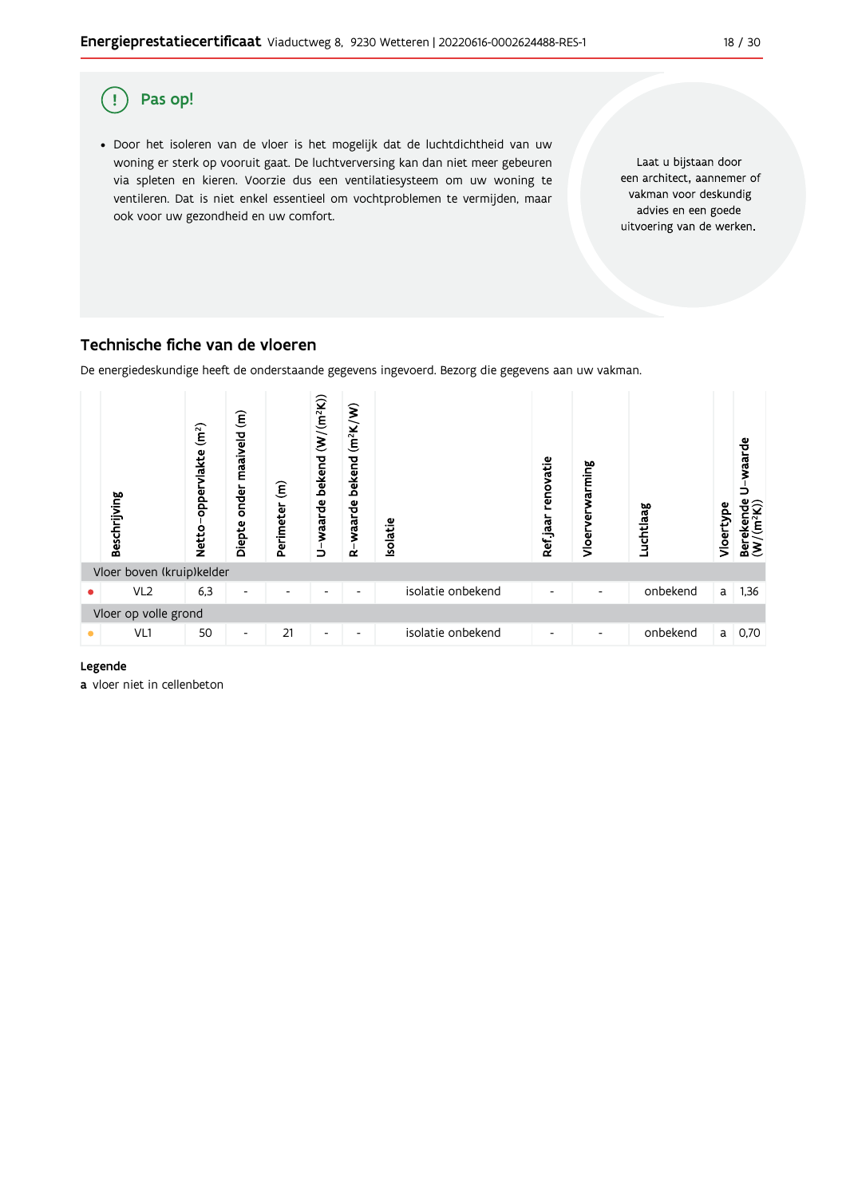## Pas op!

- Door het isoleren van de vloer is het mogelijk dat de luchtdichtheid van uw woning er sterk op vooruit gaat. De luchtverversing kan dan niet meer gebeuren via spleten en kieren. Voorzie dus een ventilatiesysteem om uw woning te ventileren. Dat is niet enkel essentieel om vochtproblemen te vermijden, maar ook voor uw gezondheid en uw comfort.

Laat u bijstaan door een architect, aannemer of vakman voor deskundig advies en een goede uitvoering van de werken.

## Technische fiche van de vloeren

De energiedeskundige heeft de onderstaande gegevens ingevoerd. Bezorg die gegevens aan uw vakman.

| | Beschrijving | Netto-oppervlakte ($m^2$) | Diepte onder maaiveld (m) | Perimeter (m) | U-waarde bekend ($W/(m^2K)$) | R-waarde bekend ($m^2K/W$) | Isolatie | Ref jaar renovatie | Vloerverwarming | Luchtlaag | Vloertype | Berekende U-waarde ($W/(m^2K)$) |
|---|---|---|---|---|---|---|---|---|---|---|---|---|
| Vloer boven (kruip)kelder | | | | | | | | | | | | |
| • | VL2 | 6,3 | - | - | - | - | isolatie onbekend | - | - | onbekend | a | 1,36 |
| Vloer op volle grond | | | | | | | | | | | | |
| • | VL1 | 50 | - | 21 | - | - | isolatie onbekend | - | - | onbekend | a | 0,70 |

**Legende**

**a** vloer niet in cellenbeton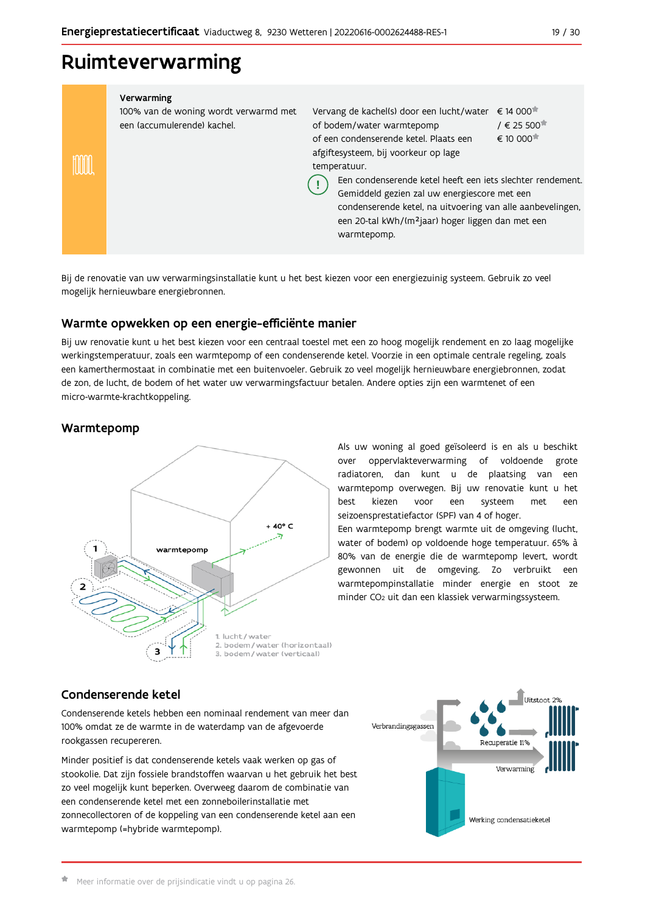# Ruimteverwarming

**Verwarming**

100% van de woning wordt verwarmd met een (accumulerende) kachel.

| | |
|---|---|
| Vervang de kachel(s) door een lucht/water of bodem/water warmtepomp of een condenserende ketel. Plaats een afgiftesysteem, bij voorkeur op lage temperatuur. | € 14 000* / € 25 500* € 10 000* |

Een condenserende ketel heeft een iets slechter rendement. Gemiddeld gezien zal uw energiescore met een condenserende ketel, na uitvoering van alle aanbevelingen, een 20-tal kWh/(m²jaar) hoger liggen dan met een warmtepomp.

Bij de renovatie van uw verwarmingsinstallatie kunt u het best kiezen voor een energiezuinig systeem. Gebruik zo veel mogelijk hernieuwbare energiebronnen.

## Warmte opwekken op een energie-efficiënte manier

Bij uw renovatie kunt u het best kiezen voor een centraal toestel met een zo hoog mogelijk rendement en zo laag mogelijke werkingstemperatuur, zoals een warmtepomp of een condenserende ketel. Voorzie in een optimale centrale regeling, zoals een kamerthermostaat in combinatie met een buitenvoeler. Gebruik zo veel mogelijk hernieuwbare energiebronnen, zodat de zon, de lucht, de bodem of het water uw verwarmingsfactuur betalen. Andere opties zijn een warmtenet of een micro-warmte-krachtkoppeling.

## Warmtepomp

1. lucht / water
2. bodem / water (horizontaal)
3. bodem / water (verticaal)

Als uw woning al goed geïsoleerd is en als u beschikt over oppervlakteverwarming of voldoende grote radiatoren, dan kunt u de plaatsing van een warmtepomp overwegen. Bij uw renovatie kunt u het best kiezen voor een systeem met een seizoensprestatiefactor (SPF) van 4 of hoger.

Een warmtepomp brengt warmte uit de omgeving (lucht, water of bodem) op voldoende hoge temperatuur. 65% à 80% van de energie die de warmtepomp levert, wordt gewonnen uit de omgeving. Zo verbruikt een warmtepompinstallatie minder energie en stoot ze minder $CO_2$ uit dan een klassiek verwarmingssysteem.

## Condenserende ketel

Condenserende ketels hebben een nominaal rendement van meer dan 100% omdat ze de warmte in de waterdamp van de afgevoerde rookgassen recupereren.

Minder positief is dat condenserende ketels vaak werken op gas of stookolie. Dat zijn fossiele brandstoffen waarvan u het gebruik het best zo veel mogelijk kunt beperken. Overweeg daarom de combinatie van een condenserende ketel met een zonneboilerinstallatie met zonnecollectoren of de koppeling van een condenserende ketel aan een warmtepomp (=hybride warmtepomp).

\* Meer informatie over de prijsindicatie vindt u op pagina 26.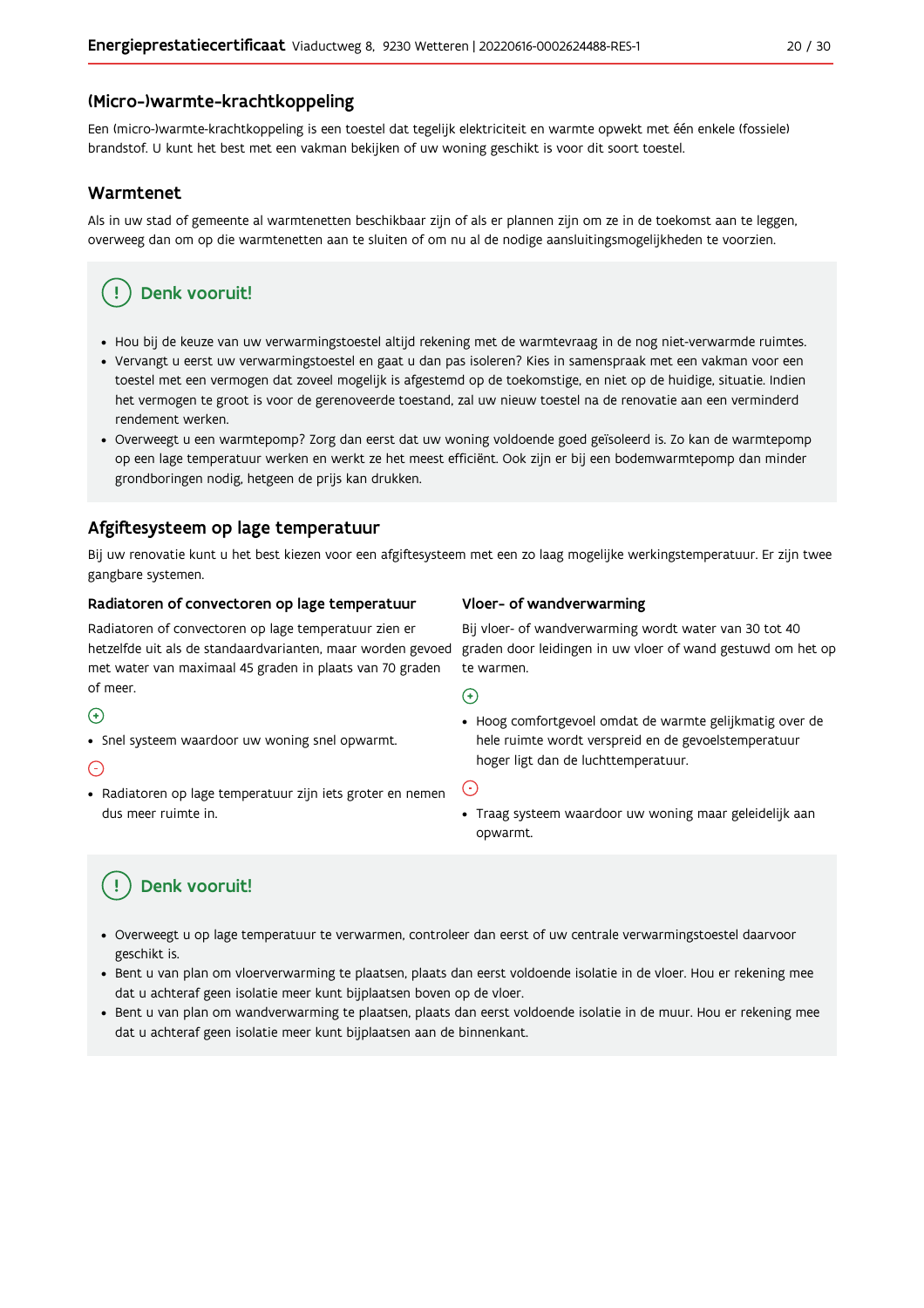## (Micro-)warmte-krachtkoppeling

Een (micro-)warmte-krachtkoppeling is een toestel dat tegelijk elektriciteit en warmte opwekt met één enkele (fossiele) brandstof. U kunt het best met een vakman bekijken of uw woning geschikt is voor dit soort toestel.

## Warmtenet

Als in uw stad of gemeente al warmtenetten beschikbaar zijn of als er plannen zijn om ze in de toekomst aan te leggen, overweeg dan om op die warmtenetten aan te sluiten of om nu al de nodige aansluitingsmogelijkheden te voorzien.

> **Denk vooruit!**
>
> - Hou bij de keuze van uw verwarmingstoestel altijd rekening met de warmtevraag in de nog niet-verwarmde ruimtes.
> - Vervangt u eerst uw verwarmingstoestel en gaat u dan pas isoleren? Kies in samenspraak met een vakman voor een toestel met een vermogen dat zoveel mogelijk is afgestemd op de toekomstige, en niet op de huidige, situatie. Indien het vermogen te groot is voor de gerenoveerde toestand, zal uw nieuw toestel na de renovatie aan een verminderd rendement werken.
> - Overweegt u een warmtepomp? Zorg dan eerst dat uw woning voldoende goed geïsoleerd is. Zo kan de warmtepomp op een lage temperatuur werken en werkt ze het meest efficiënt. Ook zijn er bij een bodemwarmtepomp dan minder grondboringen nodig, hetgeen de prijs kan drukken.

## Afgiftesysteem op lage temperatuur

Bij uw renovatie kunt u het best kiezen voor een afgiftesysteem met een zo laag mogelijke werkingstemperatuur. Er zijn twee gangbare systemen.

### Radiatoren of convectoren op lage temperatuur

Radiatoren of convectoren op lage temperatuur zien er hetzelfde uit als de standaardvarianten, maar worden gevoed met water van maximaal 45 graden in plaats van 70 graden of meer.

(+)

- Snel systeem waardoor uw woning snel opwarmt.

(-)

- Radiatoren op lage temperatuur zijn iets groter en nemen dus meer ruimte in.

### Vloer- of wandverwarming

Bij vloer- of wandverwarming wordt water van 30 tot 40 graden door leidingen in uw vloer of wand gestuwd om het op te warmen.

(+)

- Hoog comfortgevoel omdat de warmte gelijkmatig over de hele ruimte wordt verspreid en de gevoelstemperatuur hoger ligt dan de luchttemperatuur.

(-)

- Traag systeem waardoor uw woning maar geleidelijk aan opwarmt.

> **Denk vooruit!**
>
> - Overweegt u op lage temperatuur te verwarmen, controleer dan eerst of uw centrale verwarmingstoestel daarvoor geschikt is.
> - Bent u van plan om vloerverwarming te plaatsen, plaats dan eerst voldoende isolatie in de vloer. Hou er rekening mee dat u achteraf geen isolatie meer kunt bijplaatsen boven op de vloer.
> - Bent u van plan om wandverwarming te plaatsen, plaats dan eerst voldoende isolatie in de muur. Hou er rekening mee dat u achteraf geen isolatie meer kunt bijplaatsen aan de binnenkant.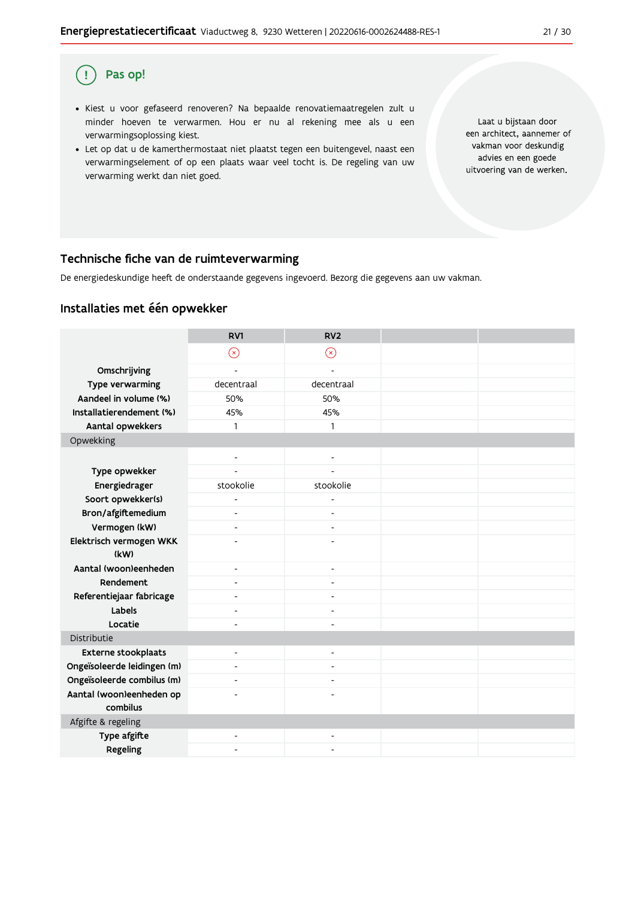**Pas op!**

- Kiest u voor gefaseerd renoveren? Na bepaalde renovatiemaatregelen zult u minder hoeven te verwarmen. Hou er nu al rekening mee als u een verwarmingsoplossing kiest.
- Let op dat u de kamerthermostaat niet plaatst tegen een buitengevel, naast een verwarmingselement of op een plaats waar veel tocht is. De regeling van uw verwarming werkt dan niet goed.

Laat u bijstaan door een architect, aannemer of vakman voor deskundig advies en een goede uitvoering van de werken.

## Technische fiche van de ruimteverwarming

De energiedeskundige heeft de onderstaande gegevens ingevoerd. Bezorg die gegevens aan uw vakman.

### Installaties met één opwekker

| | RV1 | RV2 | | |
|---|---|---|---|---|
| | ⊗ | ⊗ | | |
| **Omschrijving** | - | - | | |
| **Type verwarming** | decentraal | decentraal | | |
| **Aandeel in volume (%)** | 50% | 50% | | |
| **Installatierendement (%)** | 45% | 45% | | |
| **Aantal opwekkers** | 1 | 1 | | |
| Opwekking | | | | |
| | - | - | | |
| **Type opwekker** | - | - | | |
| **Energiedrager** | stookolie | stookolie | | |
| **Soort opwekker(s)** | - | - | | |
| **Bron/afgiftemedium** | - | - | | |
| **Vermogen (kW)** | - | - | | |
| **Elektrisch vermogen WKK (kW)** | - | - | | |
| **Aantal (woon)eenheden** | - | - | | |
| **Rendement** | - | - | | |
| **Referentiejaar fabricage** | - | - | | |
| **Labels** | - | - | | |
| **Locatie** | - | - | | |
| Distributie | | | | |
| **Externe stookplaats** | - | - | | |
| **Ongeïsoleerde leidingen (m)** | - | - | | |
| **Ongeïsoleerde combilus (m)** | - | - | | |
| **Aantal (woon)eenheden op combilus** | - | - | | |
| Afgifte & regeling | | | | |
| **Type afgifte** | - | - | | |
| **Regeling** | - | - | | |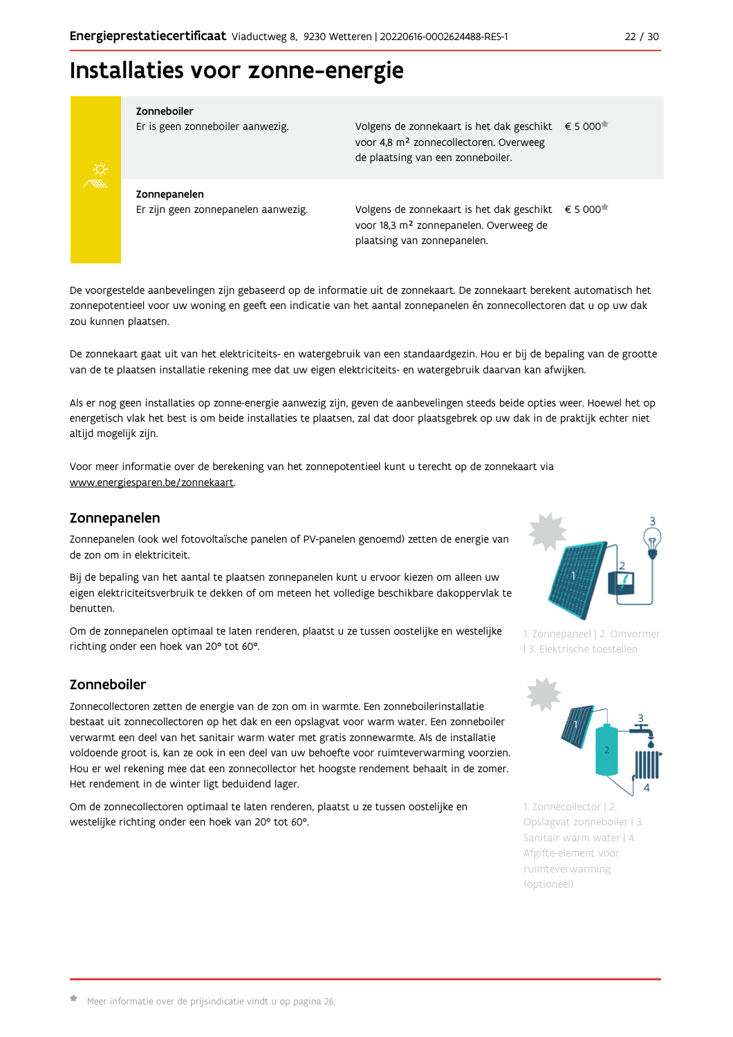# Installaties voor zonne-energie

| | | |
|---|---|---|
| **Zonneboiler**<br>Er is geen zonneboiler aanwezig. | Volgens de zonnekaart is het dak geschikt voor 4,8 m² zonnecollectoren. Overweeg de plaatsing van een zonneboiler. | € 5 000* |
| **Zonnepanelen**<br>Er zijn geen zonnepanelen aanwezig. | Volgens de zonnekaart is het dak geschikt voor 18,3 m² zonnepanelen. Overweeg de plaatsing van zonnepanelen. | € 5 000* |

De voorgestelde aanbevelingen zijn gebaseerd op de informatie uit de zonnekaart. De zonnekaart berekent automatisch het zonnepotentieel voor uw woning en geeft een indicatie van het aantal zonnepanelen én zonnecollectoren dat u op uw dak zou kunnen plaatsen.

De zonnekaart gaat uit van het elektriciteits- en watergebruik van een standaardgezin. Hou er bij de bepaling van de grootte van de te plaatsen installatie rekening mee dat uw eigen elektriciteits- en watergebruik daarvan kan afwijken.

Als er nog geen installaties op zonne-energie aanwezig zijn, geven de aanbevelingen steeds beide opties weer. Hoewel het op energetisch vlak het best is om beide installaties te plaatsen, zal dat door plaatsgebrek op uw dak in de praktijk echter niet altijd mogelijk zijn.

Voor meer informatie over de berekening van het zonnepotentieel kunt u terecht op de zonnekaart via www.energiesparen.be/zonnekaart.

## Zonnepanelen

Zonnepanelen (ook wel fotovoltaïsche panelen of PV-panelen genoemd) zetten de energie van de zon om in elektriciteit.

Bij de bepaling van het aantal te plaatsen zonnepanelen kunt u ervoor kiezen om alleen uw eigen elektriciteitsverbruik te dekken of om meteen het volledige beschikbare dakoppervlak te benutten.

Om de zonnepanelen optimaal te laten renderen, plaatst u ze tussen oostelijke en westelijke richting onder een hoek van 20° tot 60°.

1. Zonnepaneel | 2. Omvormer | 3. Elektrische toestellen

## Zonneboiler

Zonnecollectoren zetten de energie van de zon om in warmte. Een zonneboilerinstallatie bestaat uit zonnecollectoren op het dak en een opslagvat voor warm water. Een zonneboiler verwarmt een deel van het sanitair warm water met gratis zonnewarmte. Als de installatie voldoende groot is, kan ze ook in een deel van uw behoefte voor ruimteverwarming voorzien. Hou er wel rekening mee dat een zonnecollector het hoogste rendement behaalt in de zomer. Het rendement in de winter ligt beduidend lager.

Om de zonnecollectoren optimaal te laten renderen, plaatst u ze tussen oostelijke en westelijke richting onder een hoek van 20° tot 60°.

1. Zonnecollector | 2. Opslagvat zonneboiler | 3. Sanitair warm water | 4. Afgifte-element voor ruimteverwarming (optioneel)

* Meer informatie over de prijsindicatie vindt u op pagina 26.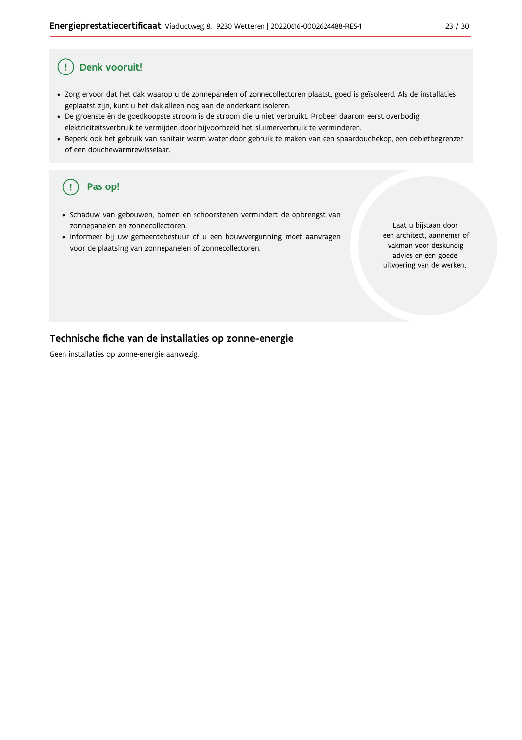## Denk vooruit!

- Zorg ervoor dat het dak waarop u de zonnepanelen of zonnecollectoren plaatst, goed is geïsoleerd. Als de installaties geplaatst zijn, kunt u het dak alleen nog aan de onderkant isoleren.
- De groenste én de goedkoopste stroom is de stroom die u niet verbruikt. Probeer daarom eerst overbodig elektriciteitsverbruik te vermijden door bijvoorbeeld het sluimerverbruik te verminderen.
- Beperk ook het gebruik van sanitair warm water door gebruik te maken van een spaardouchekop, een debietbegrenzer of een douchewarmtewisselaar.

## Pas op!

- Schaduw van gebouwen, bomen en schoorstenen vermindert de opbrengst van zonnepanelen en zonnecollectoren.
- Informeer bij uw gemeentebestuur of u een bouwvergunning moet aanvragen voor de plaatsing van zonnepanelen of zonnecollectoren.

Laat u bijstaan door een architect, aannemer of vakman voor deskundig advies en een goede uitvoering van de werken.

## Technische fiche van de installaties op zonne-energie

Geen installaties op zonne-energie aanwezig.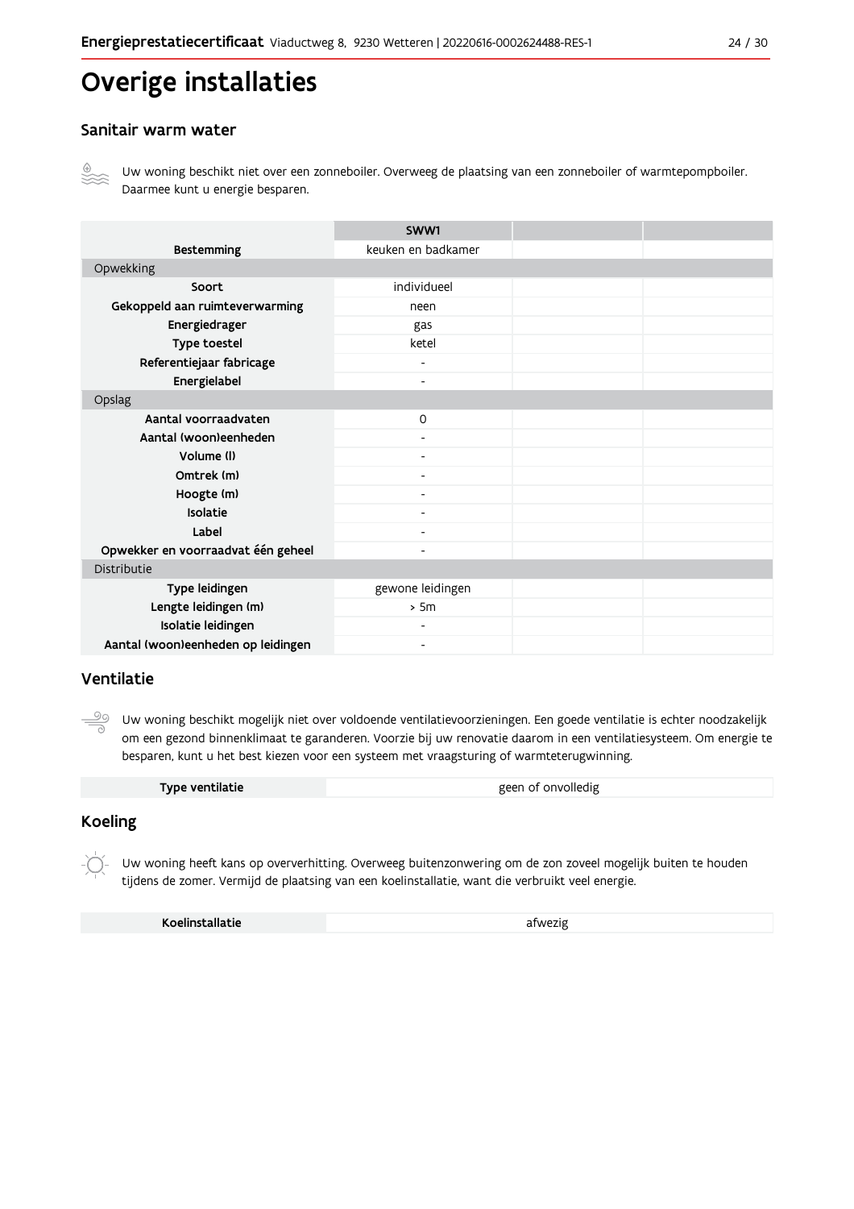# Overige installaties

## Sanitair warm water

Uw woning beschikt niet over een zonneboiler. Overweeg de plaatsing van een zonneboiler of warmtepompboiler. Daarmee kunt u energie besparen.

| | SWW1 | | |
|---|---|---|---|
| **Bestemming** | keuken en badkamer | | |
| Opwekking | | | |
| **Soort** | individueel | | |
| **Gekoppeld aan ruimteverwarming** | neen | | |
| **Energiedrager** | gas | | |
| **Type toestel** | ketel | | |
| **Referentiejaar fabricage** | - | | |
| **Energielabel** | - | | |
| Opslag | | | |
| **Aantal voorraadvaten** | 0 | | |
| **Aantal (woon)eenheden** | - | | |
| **Volume (l)** | - | | |
| **Omtrek (m)** | - | | |
| **Hoogte (m)** | - | | |
| **Isolatie** | - | | |
| **Label** | - | | |
| **Opwekker en voorraadvat één geheel** | - | | |
| Distributie | | | |
| **Type leidingen** | gewone leidingen | | |
| **Lengte leidingen (m)** | > 5m | | |
| **Isolatie leidingen** | - | | |
| **Aantal (woon)eenheden op leidingen** | - | | |

## Ventilatie

Uw woning beschikt mogelijk niet over voldoende ventilatievoorzieningen. Een goede ventilatie is echter noodzakelijk om een gezond binnenklimaat te garanderen. Voorzie bij uw renovatie daarom in een ventilatiesysteem. Om energie te besparen, kunt u het best kiezen voor een systeem met vraagsturing of warmteterugwinning.

| **Type ventilatie** | geen of onvolledig |
|---|---|

## Koeling

Uw woning heeft kans op oververhitting. Overweeg buitenzonwering om de zon zoveel mogelijk buiten te houden tijdens de zomer. Vermijd de plaatsing van een koelinstallatie, want die verbruikt veel energie.

| **Koelinstallatie** | afwezig |
|---|---|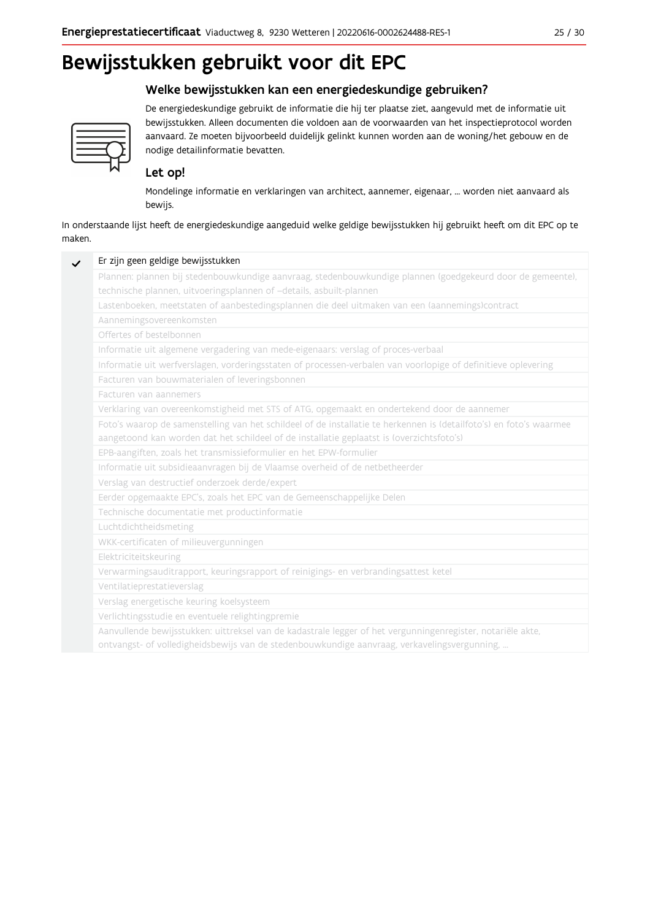# Bewijsstukken gebruikt voor dit EPC

## Welke bewijsstukken kan een energiedeskundige gebruiken?

De energiedeskundige gebruikt de informatie die hij ter plaatse ziet, aangevuld met de informatie uit bewijsstukken. Alleen documenten die voldoen aan de voorwaarden van het inspectieprotocol worden aanvaard. Ze moeten bijvoorbeeld duidelijk gelinkt kunnen worden aan de woning/het gebouw en de nodige detailinformatie bevatten.

### Let op!

Mondelinge informatie en verklaringen van architect, aannemer, eigenaar, … worden niet aanvaard als bewijs.

In onderstaande lijst heeft de energiedeskundige aangeduid welke geldige bewijsstukken hij gebruikt heeft om dit EPC op te maken.

| | |
|---|---|
| ✓ | Er zijn geen geldige bewijsstukken |
| | Plannen: plannen bij stedenbouwkundige aanvraag, stedenbouwkundige plannen (goedgekeurd door de gemeente), technische plannen, uitvoeringsplannen of –details, asbuilt-plannen |
| | Lastenboeken, meetstaten of aanbestedingsplannen die deel uitmaken van een (aannemings)contract |
| | Aannemingsovereenkomsten |
| | Offertes of bestelbonnen |
| | Informatie uit algemene vergadering van mede-eigenaars: verslag of proces-verbaal |
| | Informatie uit werfverslagen, vorderingsstaten of processen-verbalen van voorlopige of definitieve oplevering |
| | Facturen van bouwmaterialen of leveringsbonnen |
| | Facturen van aannemers |
| | Verklaring van overeenkomstigheid met STS of ATG, opgemaakt en ondertekend door de aannemer |
| | Foto's waarop de samenstelling van het schildeel of de installatie te herkennen is (detailfoto's) en foto's waarmee aangetoond kan worden dat het schildeel of de installatie geplaatst is (overzichtsfoto's) |
| | EPB-aangiften, zoals het transmissieformulier en het EPW-formulier |
| | Informatie uit subsidieaanvragen bij de Vlaamse overheid of de netbetheerder |
| | Verslag van destructief onderzoek derde/expert |
| | Eerder opgemaakte EPC's, zoals het EPC van de Gemeenschappelijke Delen |
| | Technische documentatie met productinformatie |
| | Luchtdichtheidsmeting |
| | WKK-certificaten of milieuvergunningen |
| | Elektriciteitskeuring |
| | Verwarmingsauditrapport, keuringsrapport of reinigings- en verbrandingsattest ketel |
| | Ventilatieprestatieverslag |
| | Verslag energetische keuring koelsysteem |
| | Verlichtingsstudie en eventuele relightingpremie |
| | Aanvullende bewijsstukken: uittreksel van de kadastrale legger of het vergunningenregister, notariële akte, ontvangst- of volledigheidsbewijs van de stedenbouwkundige aanvraag, verkavelingsvergunning, … |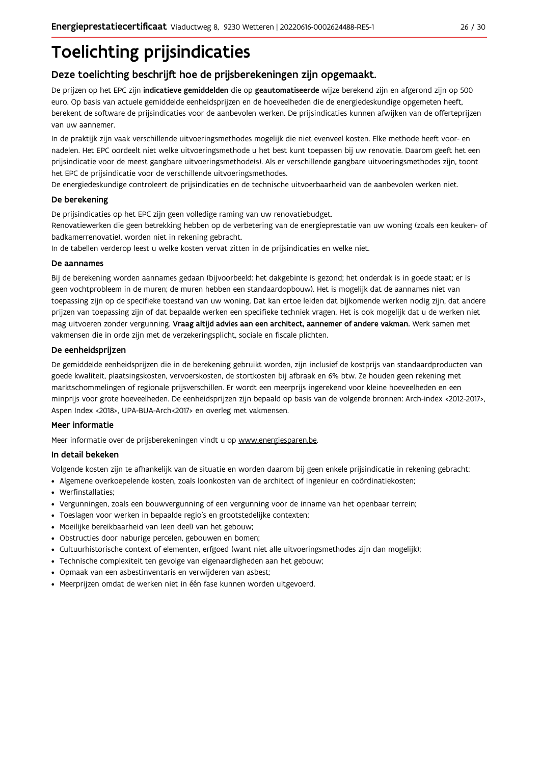# Toelichting prijsindicaties

## Deze toelichting beschrijft hoe de prijsberekeningen zijn opgemaakt.

De prijzen op het EPC zijn **indicatieve gemiddelden** die op **geautomatiseerde** wijze berekend zijn en afgerond zijn op 500 euro. Op basis van actuele gemiddelde eenheidsprijzen en de hoeveelheden die de energiedeskundige opgemeten heeft, berekent de software de prijsindicaties voor de aanbevolen werken. De prijsindicaties kunnen afwijken van de offerteprijzen van uw aannemer.

In de praktijk zijn vaak verschillende uitvoeringsmethodes mogelijk die niet evenveel kosten. Elke methode heeft voor- en nadelen. Het EPC oordeelt niet welke uitvoeringsmethode u het best kunt toepassen bij uw renovatie. Daarom geeft het een prijsindicatie voor de meest gangbare uitvoeringsmethode(s). Als er verschillende gangbare uitvoeringsmethodes zijn, toont het EPC de prijsindicatie voor de verschillende uitvoeringsmethodes.
De energiedeskundige controleert de prijsindicaties en de technische uitvoerbaarheid van de aanbevolen werken niet.

### De berekening

De prijsindicaties op het EPC zijn geen volledige raming van uw renovatiebudget.
Renovatiewerken die geen betrekking hebben op de verbetering van de energieprestatie van uw woning (zoals een keuken- of badkamerrenovatie), worden niet in rekening gebracht.
In de tabellen verderop leest u welke kosten vervat zitten in de prijsindicaties en welke niet.

### De aannames

Bij de berekening worden aannames gedaan (bijvoorbeeld: het dakgebinte is gezond; het onderdak is in goede staat; er is geen vochtprobleem in de muren; de muren hebben een standaardopbouw). Het is mogelijk dat de aannames niet van toepassing zijn op de specifieke toestand van uw woning. Dat kan ertoe leiden dat bijkomende werken nodig zijn, dat andere prijzen van toepassing zijn of dat bepaalde werken een specifieke techniek vragen. Het is ook mogelijk dat u de werken niet mag uitvoeren zonder vergunning. **Vraag altijd advies aan een architect, aannemer of andere vakman.** Werk samen met vakmensen die in orde zijn met de verzekeringsplicht, sociale en fiscale plichten.

### De eenheidsprijzen

De gemiddelde eenheidsprijzen die in de berekening gebruikt worden, zijn inclusief de kostprijs van standaardproducten van goede kwaliteit, plaatsingskosten, vervoerskosten, de stortkosten bij afbraak en 6% btw. Ze houden geen rekening met marktschommelingen of regionale prijsverschillen. Er wordt een meerprijs ingerekend voor kleine hoeveelheden en een minprijs voor grote hoeveelheden. De eenheidsprijzen zijn bepaald op basis van de volgende bronnen: Arch-index <2012-2017>, Aspen Index <2018>, UPA-BUA-Arch<2017> en overleg met vakmensen.

### Meer informatie

Meer informatie over de prijsberekeningen vindt u op www.energiesparen.be.

### In detail bekeken

Volgende kosten zijn te afhankelijk van de situatie en worden daarom bij geen enkele prijsindicatie in rekening gebracht:

- Algemene overkoepelende kosten, zoals loonkosten van de architect of ingenieur en coördinatiekosten;
- Werfinstallaties;
- Vergunningen, zoals een bouwvergunning of een vergunning voor de inname van het openbaar terrein;
- Toeslagen voor werken in bepaalde regio's en grootstedelijke contexten;
- Moeilijke bereikbaarheid van (een deel) van het gebouw;
- Obstructies door naburige percelen, gebouwen en bomen;
- Cultuurhistorische context of elementen, erfgoed (want niet alle uitvoeringsmethodes zijn dan mogelijk);
- Technische complexiteit ten gevolge van eigenaardigheden aan het gebouw;
- Opmaak van een asbestinventaris en verwijderen van asbest;
- Meerprijzen omdat de werken niet in één fase kunnen worden uitgevoerd.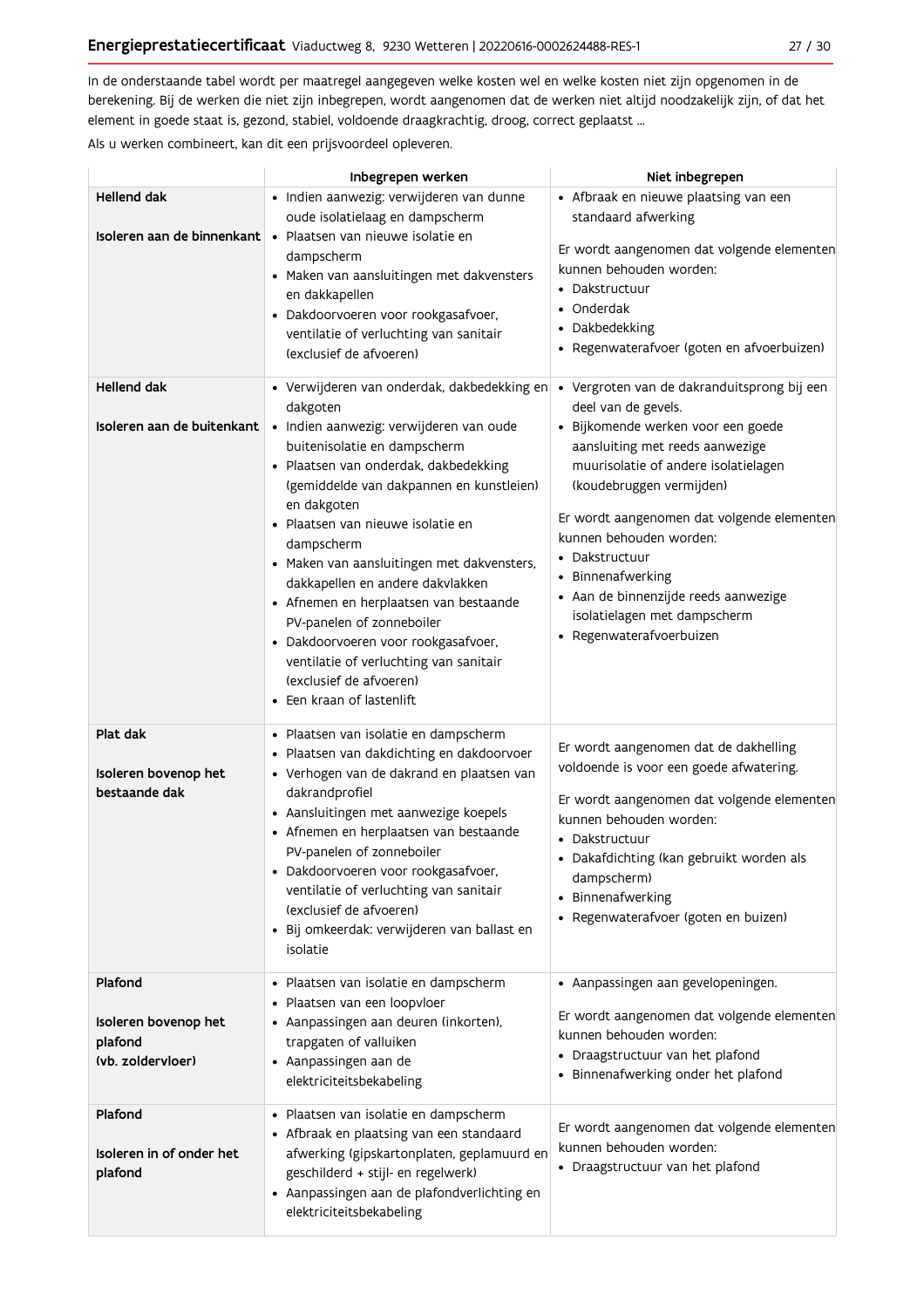In de onderstaande tabel wordt per maatregel aangegeven welke kosten wel en welke kosten niet zijn opgenomen in de berekening. Bij de werken die niet zijn inbegrepen, wordt aangenomen dat de werken niet altijd noodzakelijk zijn, of dat het element in goede staat is, gezond, stabiel, voldoende draagkrachtig, droog, correct geplaatst ...

Als u werken combineert, kan dit een prijsvoordeel opleveren.

| | Inbegrepen werken | Niet inbegrepen |
|---|---|---|
| **Hellend dak**<br><br>**Isoleren aan de binnenkant** | • Indien aanwezig: verwijderen van dunne oude isolatielaag en dampscherm<br>• Plaatsen van nieuwe isolatie en dampscherm<br>• Maken van aansluitingen met dakvensters en dakkapellen<br>• Dakdoorvoeren voor rookgasafvoer, ventilatie of verluchting van sanitair (exclusief de afvoeren) | • Afbraak en nieuwe plaatsing van een standaard afwerking<br><br>Er wordt aangenomen dat volgende elementen kunnen behouden worden:<br>• Dakstructuur<br>• Onderdak<br>• Dakbedekking<br>• Regenwaterafvoer (goten en afvoerbuizen) |
| **Hellend dak**<br><br>**Isoleren aan de buitenkant** | • Verwijderen van onderdak, dakbedekking en dakgoten<br>• Indien aanwezig: verwijderen van oude buitenisolatie en dampscherm<br>• Plaatsen van onderdak, dakbedekking (gemiddelde van dakpannen en kunstleien) en dakgoten<br>• Plaatsen van nieuwe isolatie en dampscherm<br>• Maken van aansluitingen met dakvensters, dakkapellen en andere dakvlakken<br>• Afnemen en herplaatsen van bestaande PV-panelen of zonneboiler<br>• Dakdoorvoeren voor rookgasafvoer, ventilatie of verluchting van sanitair (exclusief de afvoeren)<br>• Een kraan of lastenlift | • Vergroten van de dakranduitsprong bij een deel van de gevels.<br>• Bijkomende werken voor een goede aansluiting met reeds aanwezige muurisolatie of andere isolatielagen (koudebruggen vermijden)<br><br>Er wordt aangenomen dat volgende elementen kunnen behouden worden:<br>• Dakstructuur<br>• Binnenafwerking<br>• Aan de binnenzijde reeds aanwezige isolatielagen met dampscherm<br>• Regenwaterafvoerbuizen |
| **Plat dak**<br><br>**Isoleren bovenop het bestaande dak** | • Plaatsen van isolatie en dampscherm<br>• Plaatsen van dakdichting en dakdoorvoer<br>• Verhogen van de dakrand en plaatsen van dakrandprofiel<br>• Aansluitingen met aanwezige koepels<br>• Afnemen en herplaatsen van bestaande PV-panelen of zonneboiler<br>• Dakdoorvoeren voor rookgasafvoer, ventilatie of verluchting van sanitair (exclusief de afvoeren)<br>• Bij omkeerdak: verwijderen van ballast en isolatie | Er wordt aangenomen dat de dakhelling voldoende is voor een goede afwatering.<br><br>Er wordt aangenomen dat volgende elementen kunnen behouden worden:<br>• Dakstructuur<br>• Dakafdichting (kan gebruikt worden als dampscherm)<br>• Binnenafwerking<br>• Regenwaterafvoer (goten en buizen) |
| **Plafond**<br><br>**Isoleren bovenop het plafond (vb. zoldervloer)** | • Plaatsen van isolatie en dampscherm<br>• Plaatsen van een loopvloer<br>• Aanpassingen aan deuren (inkorten), trapgaten of valluiken<br>• Aanpassingen aan de elektriciteitsbekabeling | • Aanpassingen aan gevelopeningen.<br><br>Er wordt aangenomen dat volgende elementen kunnen behouden worden:<br>• Draagstructuur van het plafond<br>• Binnenafwerking onder het plafond |
| **Plafond**<br><br>**Isoleren in of onder het plafond** | • Plaatsen van isolatie en dampscherm<br>• Afbraak en plaatsing van een standaard afwerking (gipskartonplaten, geplamuurd en geschilderd + stijl- en regelwerk)<br>• Aanpassingen aan de plafondverlichting en elektriciteitsbekabeling | Er wordt aangenomen dat volgende elementen kunnen behouden worden:<br>• Draagstructuur van het plafond |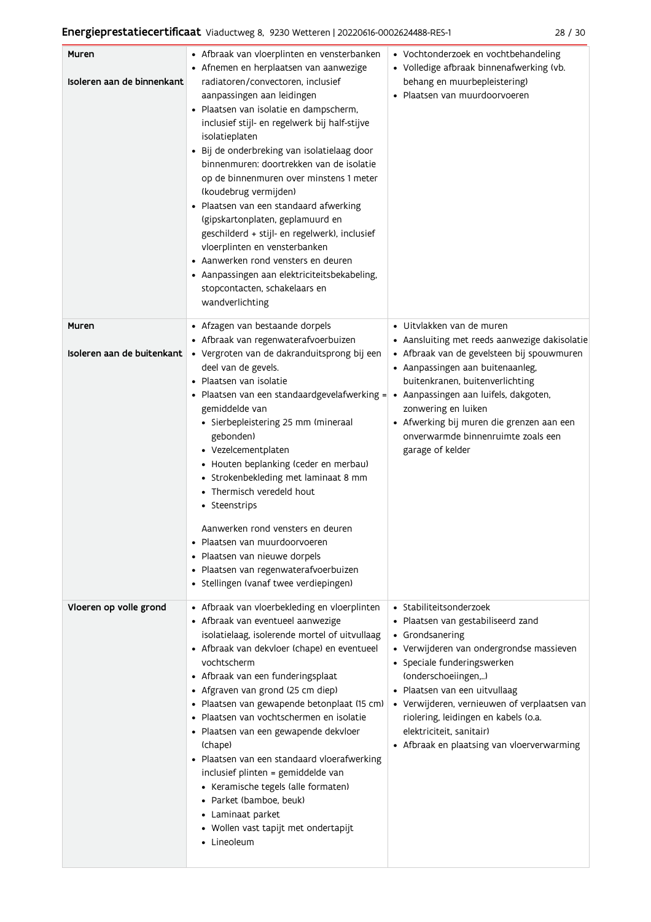| | | |
|---|---|---|
| **Muren**<br><br>**Isoleren aan de binnenkant** | • Afbraak van vloerplinten en vensterbanken<br>• Afnemen en herplaatsen van aanwezige radiatoren/convectoren, inclusief aanpassingen aan leidingen<br>• Plaatsen van isolatie en dampscherm, inclusief stijl- en regelwerk bij half-stijve isolatieplaten<br>• Bij de onderbreking van isolatielaag door binnenmuren: doortrekken van de isolatie op de binnenmuren over minstens 1 meter (koudebrug vermijden)<br>• Plaatsen van een standaard afwerking (gipskartonplaten, geplamuurd en geschilderd + stijl- en regelwerk), inclusief vloerplinten en vensterbanken<br>• Aanwerken rond vensters en deuren<br>• Aanpassingen aan elektriciteitsbekabeling, stopcontacten, schakelaars en wandverlichting | • Vochtonderzoek en vochtbehandeling<br>• Volledige afbraak binnenafwerking (vb. behang en muurbepleistering)<br>• Plaatsen van muurdoorvoeren |
| **Muren**<br><br>**Isoleren aan de buitenkant** | • Afzagen van bestaande dorpels<br>• Afbraak van regenwaterafvoerbuizen<br>• Vergroten van de dakranduitsprong bij een deel van de gevels.<br>• Plaatsen van isolatie<br>• Plaatsen van een standaardgevelafwerking = gemiddelde van<br>  • Sierbepleistering 25 mm (mineraal gebonden)<br>  • Vezelcementplaten<br>  • Houten beplanking (ceder en merbau)<br>  • Strokenbekleding met laminaat 8 mm<br>  • Thermisch veredeld hout<br>  • Steenstrips<br><br>Aanwerken rond vensters en deuren<br>• Plaatsen van muurdoorvoeren<br>• Plaatsen van nieuwe dorpels<br>• Plaatsen van regenwaterafvoerbuizen<br>• Stellingen (vanaf twee verdiepingen) | • Uitvlakken van de muren<br>• Aansluiting met reeds aanwezige dakisolatie<br>• Afbraak van de gevelsteen bij spouwmuren<br>• Aanpassingen aan buitenaanleg, buitenkranen, buitenverlichting<br>• Aanpassingen aan luifels, dakgoten, zonwering en luiken<br>• Afwerking bij muren die grenzen aan een onverwarmde binnenruimte zoals een garage of kelder |
| **Vloeren op volle grond** | • Afbraak van vloerbekleding en vloerplinten<br>• Afbraak van eventueel aanwezige isolatielaag, isolerende mortel of uitvullaag<br>• Afbraak van dekvloer (chape) en eventueel vochtscherm<br>• Afbraak van een funderingsplaat<br>• Afgraven van grond (25 cm diep)<br>• Plaatsen van gewapende betonplaat (15 cm)<br>• Plaatsen van vochtschermen en isolatie<br>• Plaatsen van een gewapende dekvloer (chape)<br>• Plaatsen van een standaard vloerafwerking inclusief plinten = gemiddelde van<br>  • Keramische tegels (alle formaten)<br>  • Parket (bamboe, beuk)<br>  • Laminaat parket<br>  • Wollen vast tapijt met ondertapijt<br>  • Lineoleum | • Stabiliteitsonderzoek<br>• Plaatsen van gestabiliseerd zand<br>• Grondsanering<br>• Verwijderen van ondergrondse massieven<br>• Speciale funderingswerken (onderschoeiingen,...)<br>• Plaatsen van een uitvullaag<br>• Verwijderen, vernieuwen of verplaatsen van riolering, leidingen en kabels (o.a. elektriciteit, sanitair)<br>• Afbraak en plaatsing van vloerverwarming |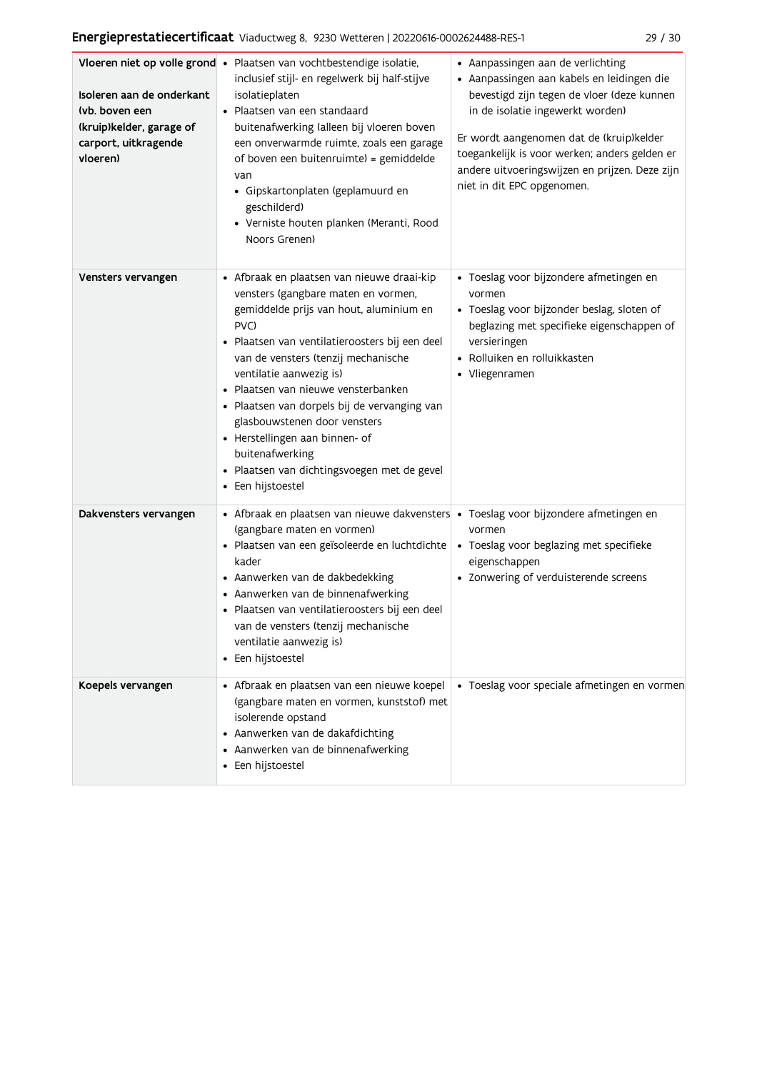| | | |
|---|---|---|
| **Vloeren niet op volle grond**<br><br>**Isoleren aan de onderkant (vb. boven een (kruip)kelder, garage of carport, uitkragende vloeren)** | • Plaatsen van vochtbestendige isolatie, inclusief stijl- en regelwerk bij half-stijve isolatieplaten<br>• Plaatsen van een standaard buitenafwerking (alleen bij vloeren boven een onverwarmde ruimte, zoals een garage of boven een buitenruimte) = gemiddelde van<br>  • Gipskartonplaten (geplamuurd en geschilderd)<br>  • Verniste houten planken (Meranti, Rood Noors Grenen) | • Aanpassingen aan de verlichting<br>• Aanpassingen aan kabels en leidingen die bevestigd zijn tegen de vloer (deze kunnen in de isolatie ingewerkt worden)<br><br>Er wordt aangenomen dat de (kruip)kelder toegankelijk is voor werken; anders gelden er andere uitvoeringswijzen en prijzen. Deze zijn niet in dit EPC opgenomen. |
| **Vensters vervangen** | • Afbraak en plaatsen van nieuwe draai-kip vensters (gangbare maten en vormen, gemiddelde prijs van hout, aluminium en PVC)<br>• Plaatsen van ventilatieroosters bij een deel van de vensters (tenzij mechanische ventilatie aanwezig is)<br>• Plaatsen van nieuwe vensterbanken<br>• Plaatsen van dorpels bij de vervanging van glasbouwstenen door vensters<br>• Herstellingen aan binnen- of buitenafwerking<br>• Plaatsen van dichtingsvoegen met de gevel<br>• Een hijstoestel | • Toeslag voor bijzondere afmetingen en vormen<br>• Toeslag voor bijzonder beslag, sloten of beglazing met specifieke eigenschappen of versieringen<br>• Rolluiken en rolluikkasten<br>• Vliegenramen |
| **Dakvensters vervangen** | • Afbraak en plaatsen van nieuwe dakvensters (gangbare maten en vormen)<br>• Plaatsen van een geïsoleerde en luchtdichte kader<br>• Aanwerken van de dakbedekking<br>• Aanwerken van de binnenafwerking<br>• Plaatsen van ventilatieroosters bij een deel van de vensters (tenzij mechanische ventilatie aanwezig is)<br>• Een hijstoestel | • Toeslag voor bijzondere afmetingen en vormen<br>• Toeslag voor beglazing met specifieke eigenschappen<br>• Zonwering of verduisterende screens |
| **Koepels vervangen** | • Afbraak en plaatsen van een nieuwe koepel (gangbare maten en vormen, kunststof) met isolerende opstand<br>• Aanwerken van de dakafdichting<br>• Aanwerken van de binnenafwerking<br>• Een hijstoestel | • Toeslag voor speciale afmetingen en vormen |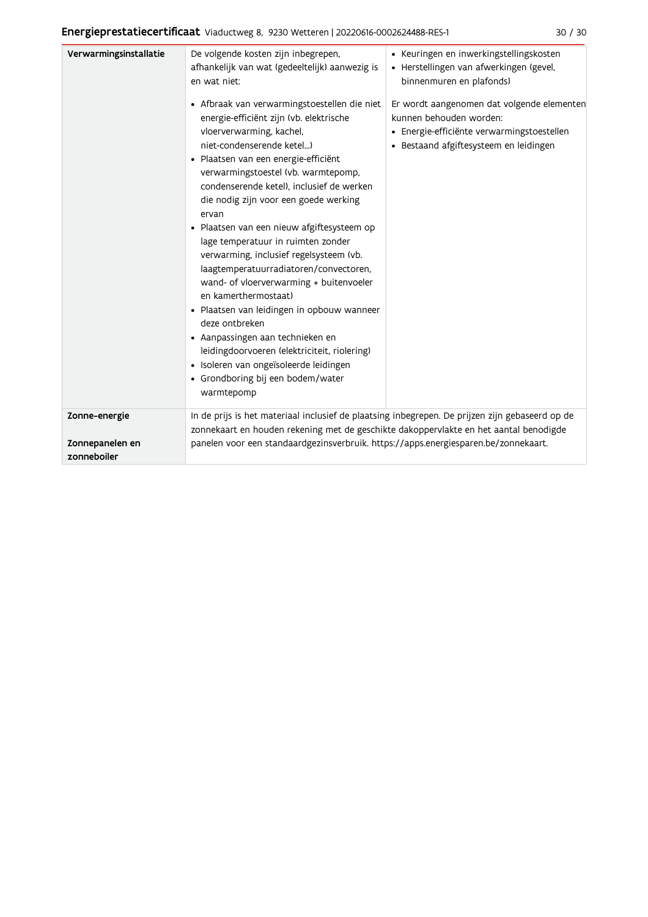| | | |
|---|---|---|
| **Verwarmingsinstallatie** | De volgende kosten zijn inbegrepen, afhankelijk van wat (gedeeltelijk) aanwezig is en wat niet:<br><br>• Afbraak van verwarmingstoestellen die niet energie-efficiënt zijn (vb. elektrische vloerverwarming, kachel, niet-condenserende ketel...)<br>• Plaatsen van een energie-efficiënt verwarmingstoestel (vb. warmtepomp, condenserende ketel), inclusief de werken die nodig zijn voor een goede werking ervan<br>• Plaatsen van een nieuw afgiftesysteem op lage temperatuur in ruimten zonder verwarming, inclusief regelsysteem (vb. laagtemperatuurradiatoren/convectoren, wand- of vloerverwarming + buitenvoeler en kamerthermostaat)<br>• Plaatsen van leidingen in opbouw wanneer deze ontbreken<br>• Aanpassingen aan technieken en leidingdoorvoeren (elektriciteit, riolering)<br>• Isoleren van ongeïsoleerde leidingen<br>• Grondboring bij een bodem/water warmtepomp | • Keuringen en inwerkingstellingskosten<br>• Herstellingen van afwerkingen (gevel, binnenmuren en plafonds)<br><br>Er wordt aangenomen dat volgende elementen kunnen behouden worden:<br>• Energie-efficiënte verwarmingstoestellen<br>• Bestaand afgiftesysteem en leidingen |
| **Zonne-energie**<br><br>**Zonnepanelen en zonneboiler** | In de prijs is het materiaal inclusief de plaatsing inbegrepen. De prijzen zijn gebaseerd op de zonnekaart en houden rekening met de geschikte dakoppervlakte en het aantal benodigde panelen voor een standaardgezinsverbruik. https://apps.energiesparen.be/zonnekaart. | |